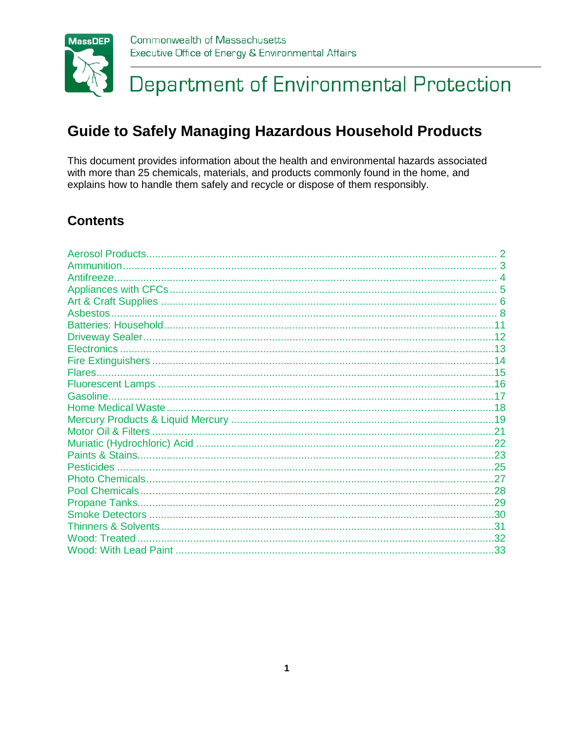Commonwealth of Massachusetts
Executive Office of Energy & Environmental Affairs

# Department of Environmental Protection

## Guide to Safely Managing Hazardous Household Products

This document provides information about the health and environmental hazards associated with more than 25 chemicals, materials, and products commonly found in the home, and explains how to handle them safely and recycle or dispose of them responsibly.

## Contents

- Aerosol Products ........ 2
- Ammunition ........ 3
- Antifreeze ........ 4
- Appliances with CFCs ........ 5
- Art & Craft Supplies ........ 6
- Asbestos ........ 8
- Batteries: Household ........ 11
- Driveway Sealer ........ 12
- Electronics ........ 13
- Fire Extinguishers ........ 14
- Flares ........ 15
- Fluorescent Lamps ........ 16
- Gasoline ........ 17
- Home Medical Waste ........ 18
- Mercury Products & Liquid Mercury ........ 19
- Motor Oil & Filters ........ 21
- Muriatic (Hydrochloric) Acid ........ 22
- Paints & Stains ........ 23
- Pesticides ........ 25
- Photo Chemicals ........ 27
- Pool Chemicals ........ 28
- Propane Tanks ........ 29
- Smoke Detectors ........ 30
- Thinners & Solvents ........ 31
- Wood: Treated ........ 32
- Wood: With Lead Paint ........ 33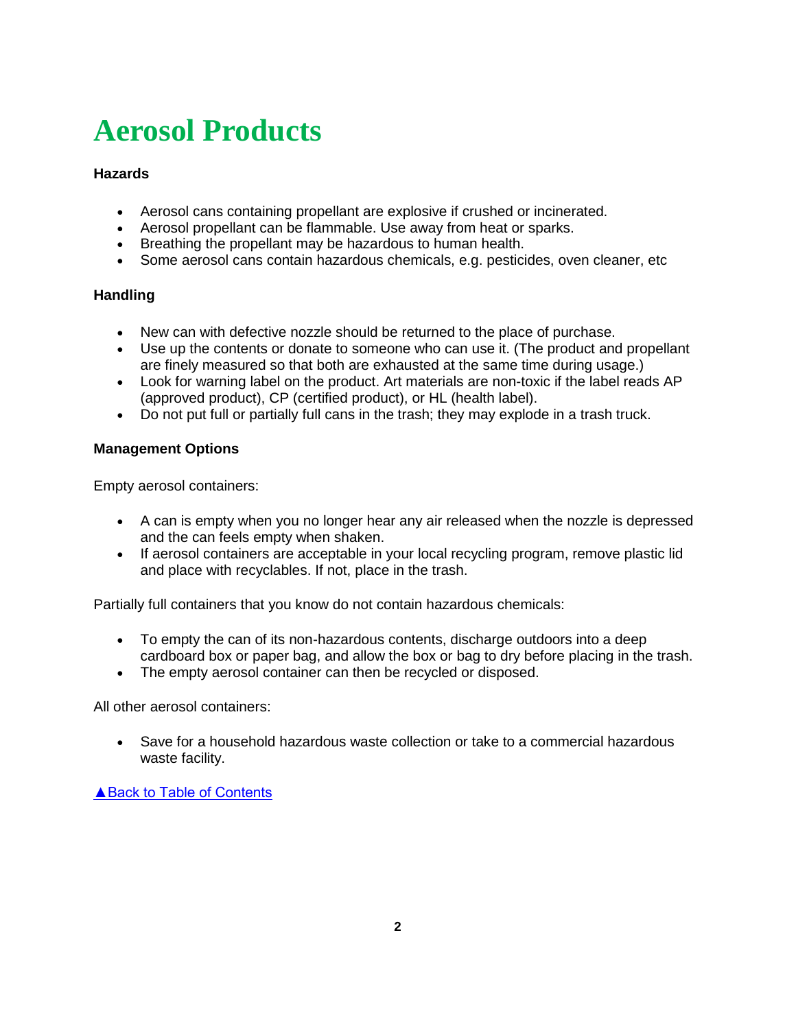# Aerosol Products

**Hazards**

- Aerosol cans containing propellant are explosive if crushed or incinerated.
- Aerosol propellant can be flammable. Use away from heat or sparks.
- Breathing the propellant may be hazardous to human health.
- Some aerosol cans contain hazardous chemicals, e.g. pesticides, oven cleaner, etc

**Handling**

- New can with defective nozzle should be returned to the place of purchase.
- Use up the contents or donate to someone who can use it. (The product and propellant are finely measured so that both are exhausted at the same time during usage.)
- Look for warning label on the product. Art materials are non-toxic if the label reads AP (approved product), CP (certified product), or HL (health label).
- Do not put full or partially full cans in the trash; they may explode in a trash truck.

**Management Options**

Empty aerosol containers:

- A can is empty when you no longer hear any air released when the nozzle is depressed and the can feels empty when shaken.
- If aerosol containers are acceptable in your local recycling program, remove plastic lid and place with recyclables. If not, place in the trash.

Partially full containers that you know do not contain hazardous chemicals:

- To empty the can of its non-hazardous contents, discharge outdoors into a deep cardboard box or paper bag, and allow the box or bag to dry before placing in the trash.
- The empty aerosol container can then be recycled or disposed.

All other aerosol containers:

- Save for a household hazardous waste collection or take to a commercial hazardous waste facility.

▲Back to Table of Contents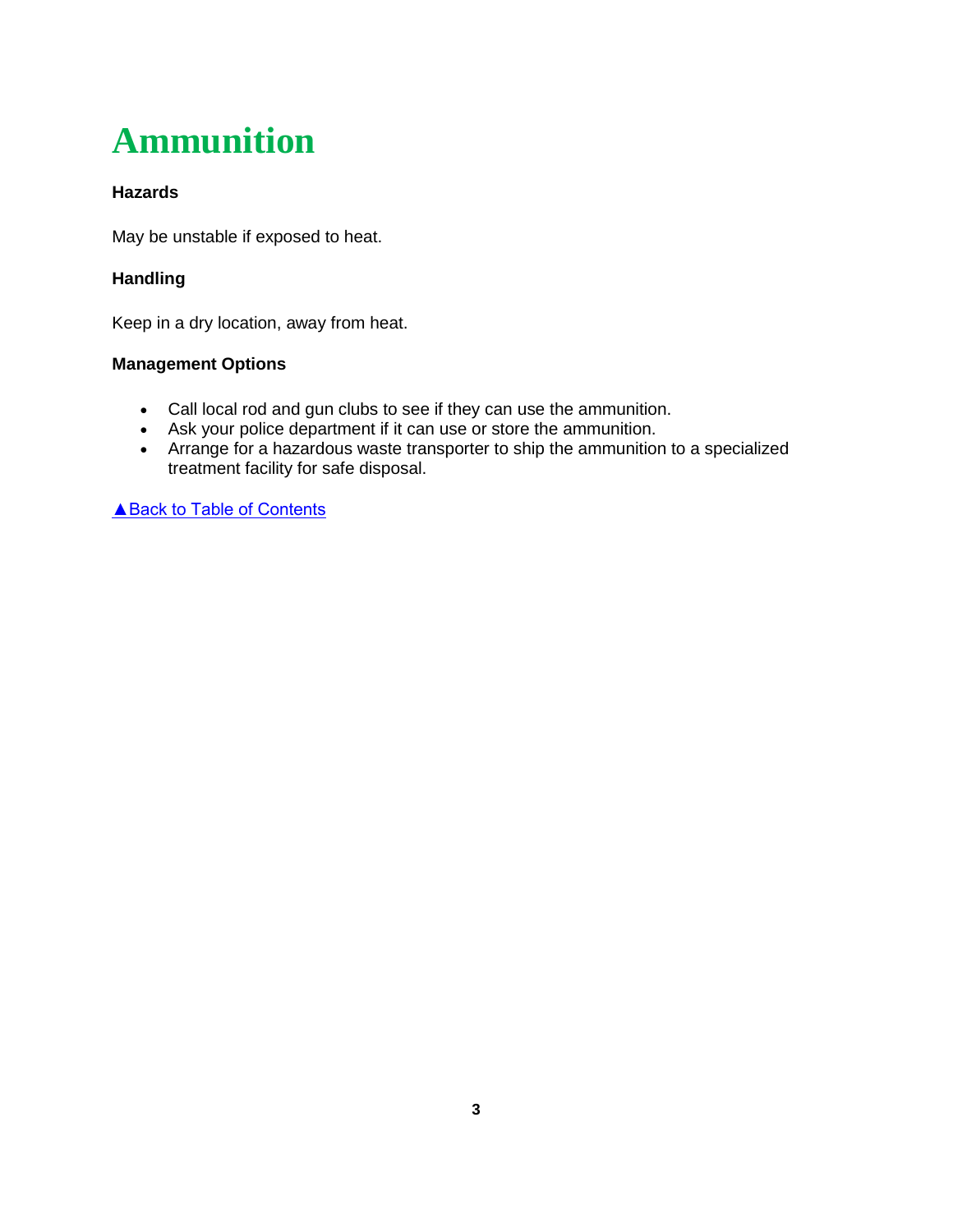# Ammunition

**Hazards**

May be unstable if exposed to heat.

**Handling**

Keep in a dry location, away from heat.

**Management Options**

- Call local rod and gun clubs to see if they can use the ammunition.
- Ask your police department if it can use or store the ammunition.
- Arrange for a hazardous waste transporter to ship the ammunition to a specialized treatment facility for safe disposal.

▲Back to Table of Contents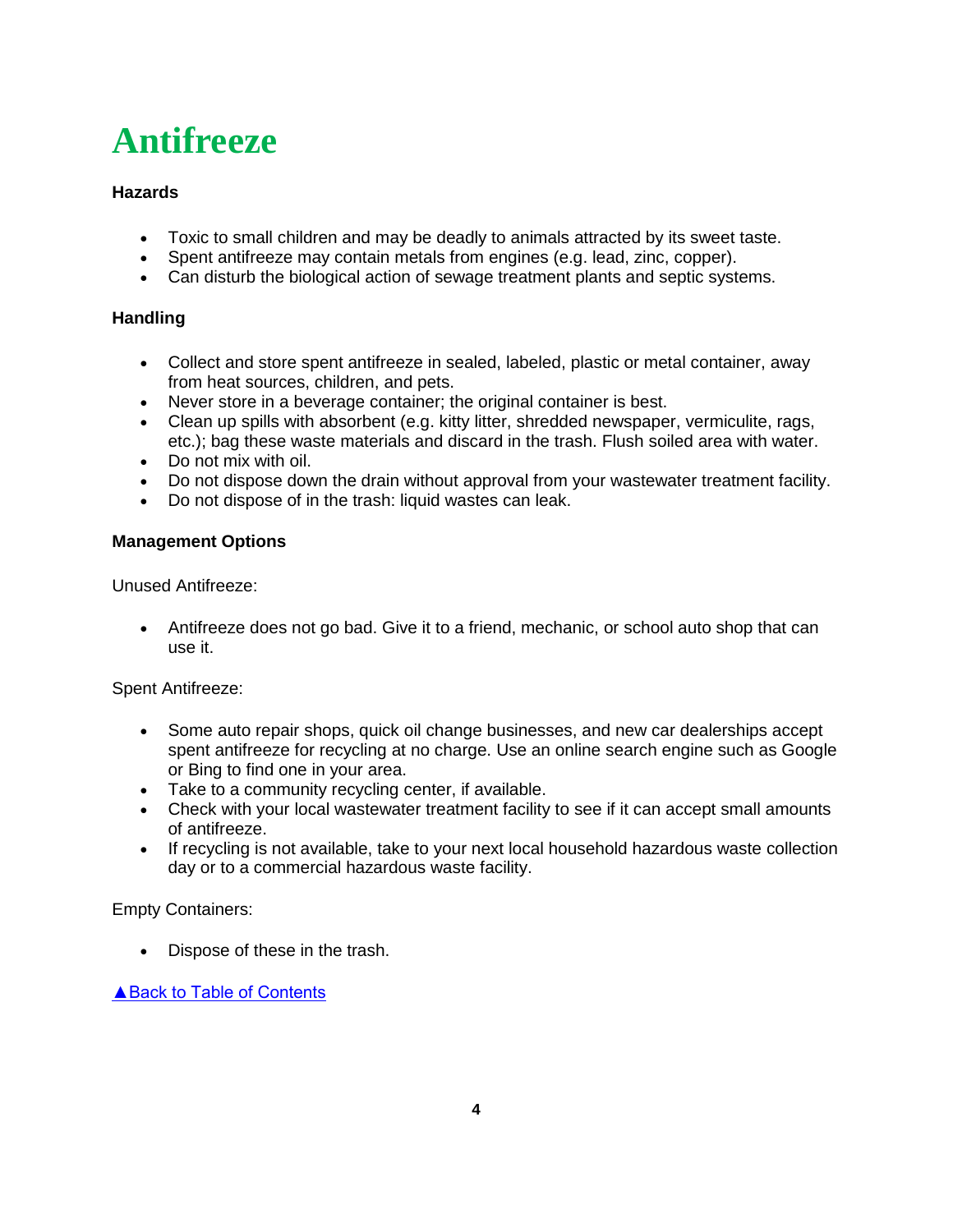# Antifreeze

**Hazards**

- Toxic to small children and may be deadly to animals attracted by its sweet taste.
- Spent antifreeze may contain metals from engines (e.g. lead, zinc, copper).
- Can disturb the biological action of sewage treatment plants and septic systems.

**Handling**

- Collect and store spent antifreeze in sealed, labeled, plastic or metal container, away from heat sources, children, and pets.
- Never store in a beverage container; the original container is best.
- Clean up spills with absorbent (e.g. kitty litter, shredded newspaper, vermiculite, rags, etc.); bag these waste materials and discard in the trash. Flush soiled area with water.
- Do not mix with oil.
- Do not dispose down the drain without approval from your wastewater treatment facility.
- Do not dispose of in the trash: liquid wastes can leak.

**Management Options**

Unused Antifreeze:

- Antifreeze does not go bad. Give it to a friend, mechanic, or school auto shop that can use it.

Spent Antifreeze:

- Some auto repair shops, quick oil change businesses, and new car dealerships accept spent antifreeze for recycling at no charge. Use an online search engine such as Google or Bing to find one in your area.
- Take to a community recycling center, if available.
- Check with your local wastewater treatment facility to see if it can accept small amounts of antifreeze.
- If recycling is not available, take to your next local household hazardous waste collection day or to a commercial hazardous waste facility.

Empty Containers:

- Dispose of these in the trash.

▲Back to Table of Contents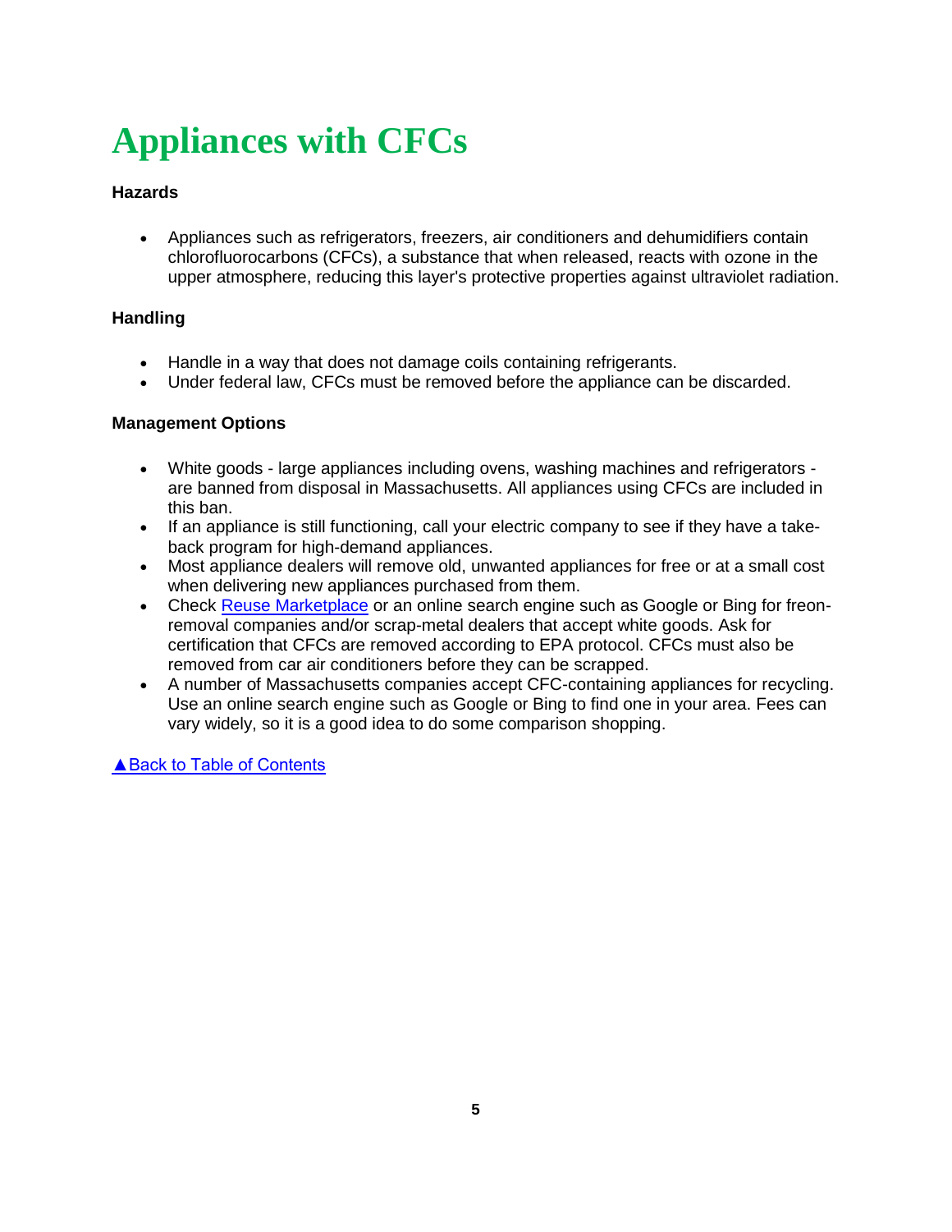# Appliances with CFCs

**Hazards**

- Appliances such as refrigerators, freezers, air conditioners and dehumidifiers contain chlorofluorocarbons (CFCs), a substance that when released, reacts with ozone in the upper atmosphere, reducing this layer's protective properties against ultraviolet radiation.

**Handling**

- Handle in a way that does not damage coils containing refrigerants.
- Under federal law, CFCs must be removed before the appliance can be discarded.

**Management Options**

- White goods - large appliances including ovens, washing machines and refrigerators - are banned from disposal in Massachusetts. All appliances using CFCs are included in this ban.
- If an appliance is still functioning, call your electric company to see if they have a take-back program for high-demand appliances.
- Most appliance dealers will remove old, unwanted appliances for free or at a small cost when delivering new appliances purchased from them.
- Check Reuse Marketplace or an online search engine such as Google or Bing for freon-removal companies and/or scrap-metal dealers that accept white goods. Ask for certification that CFCs are removed according to EPA protocol. CFCs must also be removed from car air conditioners before they can be scrapped.
- A number of Massachusetts companies accept CFC-containing appliances for recycling. Use an online search engine such as Google or Bing to find one in your area. Fees can vary widely, so it is a good idea to do some comparison shopping.

▲Back to Table of Contents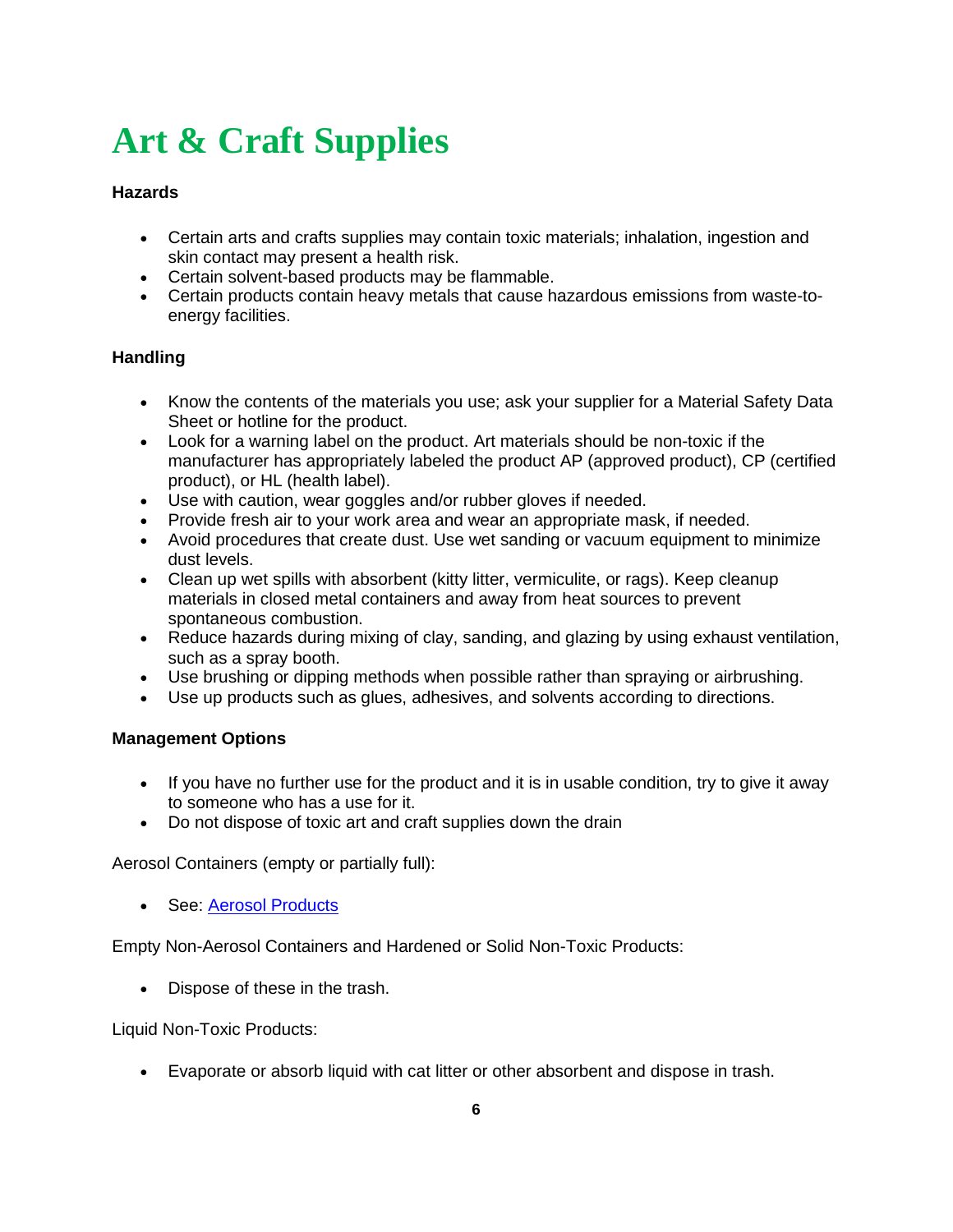# Art & Craft Supplies

**Hazards**

- Certain arts and crafts supplies may contain toxic materials; inhalation, ingestion and skin contact may present a health risk.
- Certain solvent-based products may be flammable.
- Certain products contain heavy metals that cause hazardous emissions from waste-to-energy facilities.

**Handling**

- Know the contents of the materials you use; ask your supplier for a Material Safety Data Sheet or hotline for the product.
- Look for a warning label on the product. Art materials should be non-toxic if the manufacturer has appropriately labeled the product AP (approved product), CP (certified product), or HL (health label).
- Use with caution, wear goggles and/or rubber gloves if needed.
- Provide fresh air to your work area and wear an appropriate mask, if needed.
- Avoid procedures that create dust. Use wet sanding or vacuum equipment to minimize dust levels.
- Clean up wet spills with absorbent (kitty litter, vermiculite, or rags). Keep cleanup materials in closed metal containers and away from heat sources to prevent spontaneous combustion.
- Reduce hazards during mixing of clay, sanding, and glazing by using exhaust ventilation, such as a spray booth.
- Use brushing or dipping methods when possible rather than spraying or airbrushing.
- Use up products such as glues, adhesives, and solvents according to directions.

**Management Options**

- If you have no further use for the product and it is in usable condition, try to give it away to someone who has a use for it.
- Do not dispose of toxic art and craft supplies down the drain

Aerosol Containers (empty or partially full):

- See: Aerosol Products

Empty Non-Aerosol Containers and Hardened or Solid Non-Toxic Products:

- Dispose of these in the trash.

Liquid Non-Toxic Products:

- Evaporate or absorb liquid with cat litter or other absorbent and dispose in trash.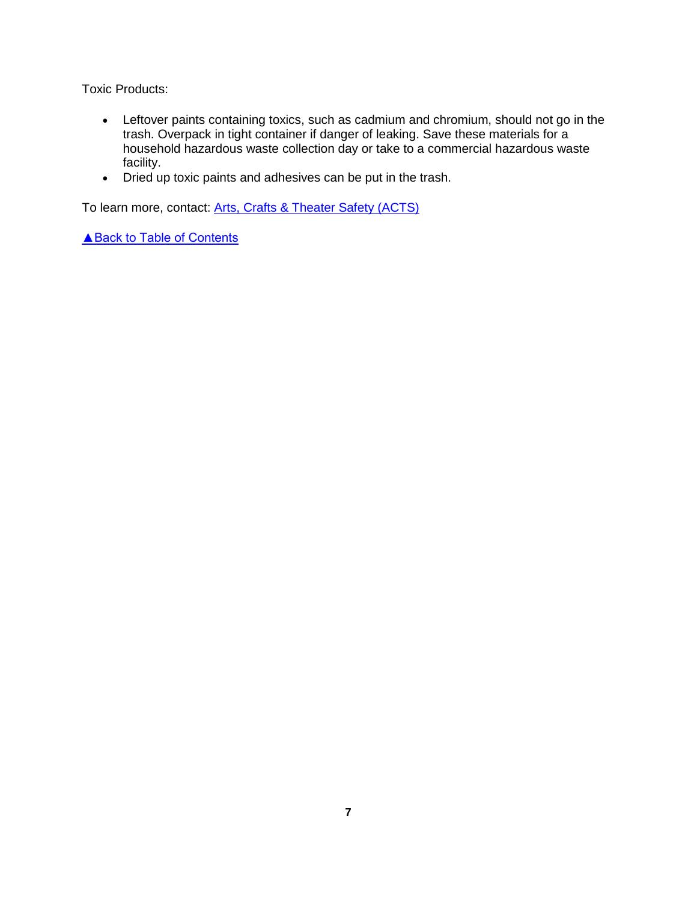Toxic Products:

- Leftover paints containing toxics, such as cadmium and chromium, should not go in the trash. Overpack in tight container if danger of leaking. Save these materials for a household hazardous waste collection day or take to a commercial hazardous waste facility.
- Dried up toxic paints and adhesives can be put in the trash.

To learn more, contact: Arts, Crafts & Theater Safety (ACTS)

▲Back to Table of Contents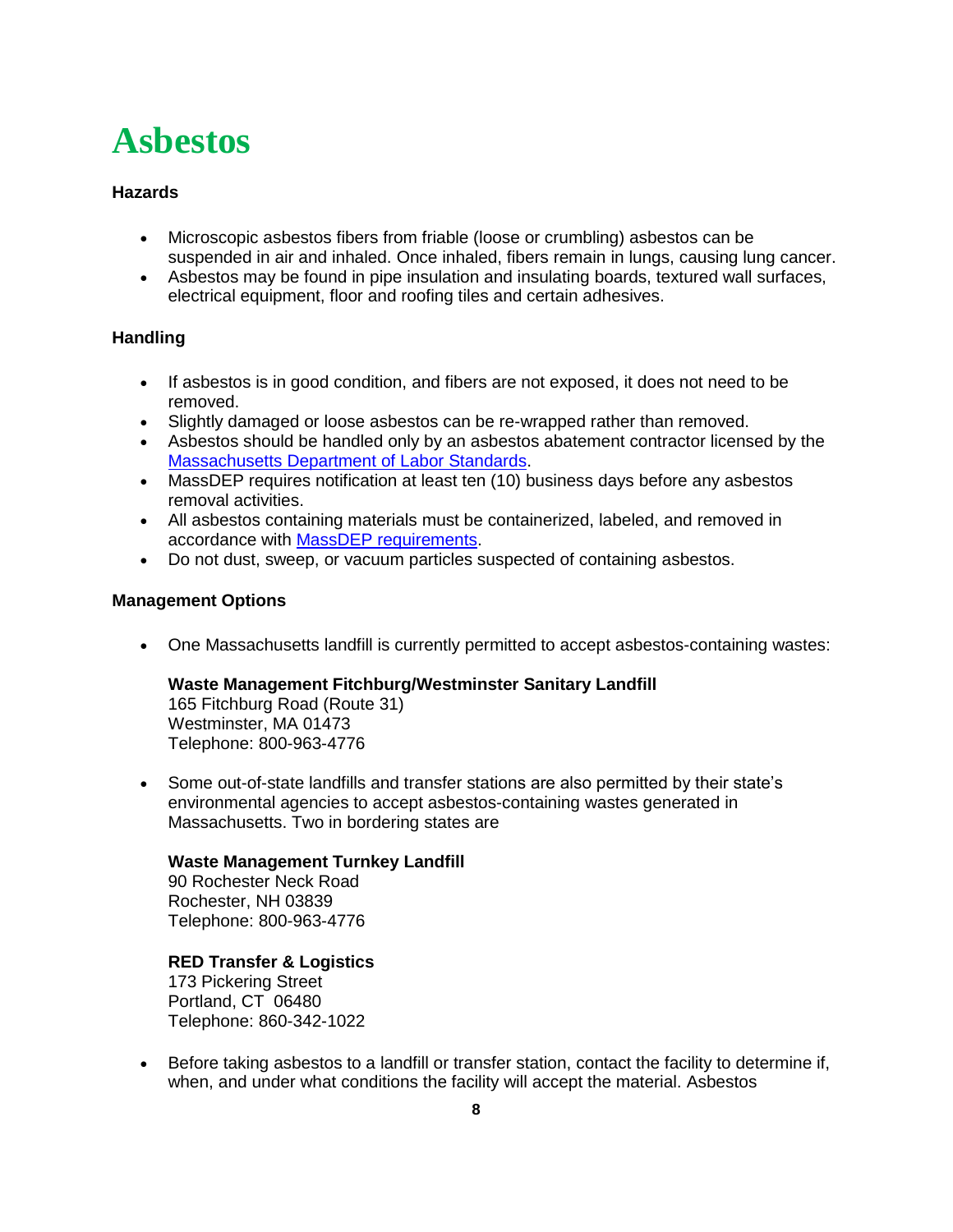# Asbestos

**Hazards**

- Microscopic asbestos fibers from friable (loose or crumbling) asbestos can be suspended in air and inhaled. Once inhaled, fibers remain in lungs, causing lung cancer.
- Asbestos may be found in pipe insulation and insulating boards, textured wall surfaces, electrical equipment, floor and roofing tiles and certain adhesives.

**Handling**

- If asbestos is in good condition, and fibers are not exposed, it does not need to be removed.
- Slightly damaged or loose asbestos can be re-wrapped rather than removed.
- Asbestos should be handled only by an asbestos abatement contractor licensed by the Massachusetts Department of Labor Standards.
- MassDEP requires notification at least ten (10) business days before any asbestos removal activities.
- All asbestos containing materials must be containerized, labeled, and removed in accordance with MassDEP requirements.
- Do not dust, sweep, or vacuum particles suspected of containing asbestos.

**Management Options**

- One Massachusetts landfill is currently permitted to accept asbestos-containing wastes:

  **Waste Management Fitchburg/Westminster Sanitary Landfill**
  165 Fitchburg Road (Route 31)
  Westminster, MA 01473
  Telephone: 800-963-4776

- Some out-of-state landfills and transfer stations are also permitted by their state's environmental agencies to accept asbestos-containing wastes generated in Massachusetts. Two in bordering states are

  **Waste Management Turnkey Landfill**
  90 Rochester Neck Road
  Rochester, NH 03839
  Telephone: 800-963-4776

  **RED Transfer & Logistics**
  173 Pickering Street
  Portland, CT 06480
  Telephone: 860-342-1022

- Before taking asbestos to a landfill or transfer station, contact the facility to determine if, when, and under what conditions the facility will accept the material. Asbestos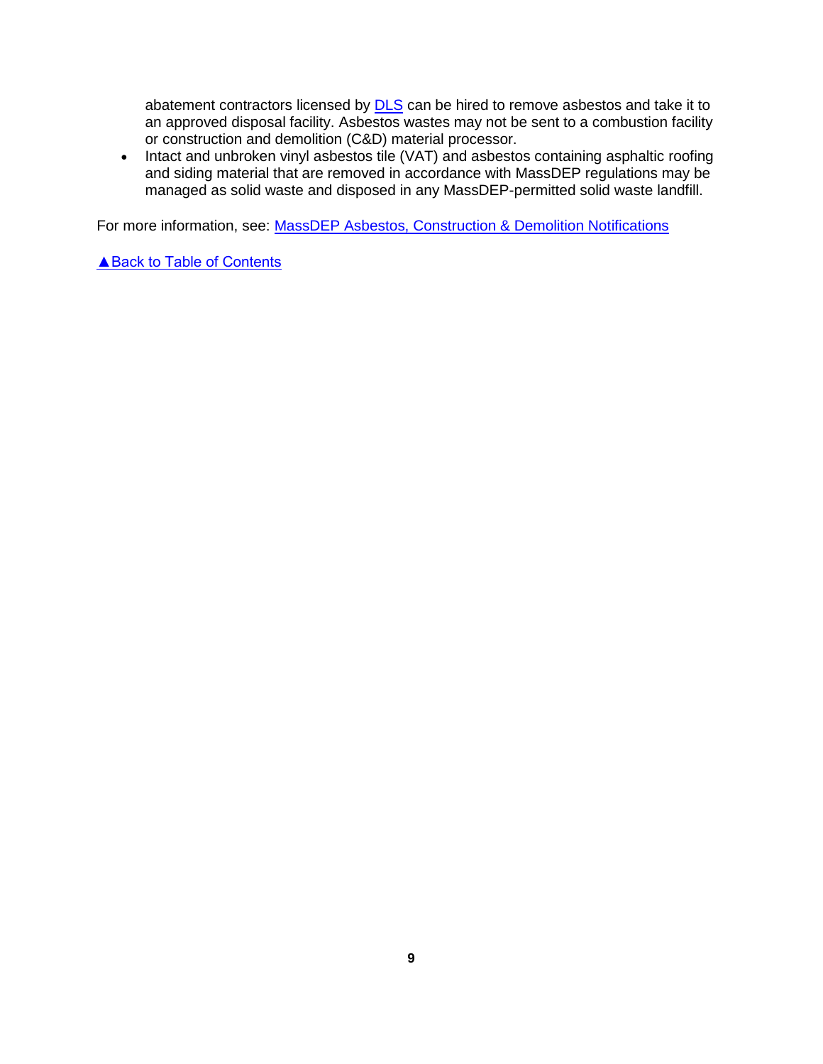abatement contractors licensed by DLS can be hired to remove asbestos and take it to an approved disposal facility. Asbestos wastes may not be sent to a combustion facility or construction and demolition (C&D) material processor.

- Intact and unbroken vinyl asbestos tile (VAT) and asbestos containing asphaltic roofing and siding material that are removed in accordance with MassDEP regulations may be managed as solid waste and disposed in any MassDEP-permitted solid waste landfill.

For more information, see: MassDEP Asbestos, Construction & Demolition Notifications

▲Back to Table of Contents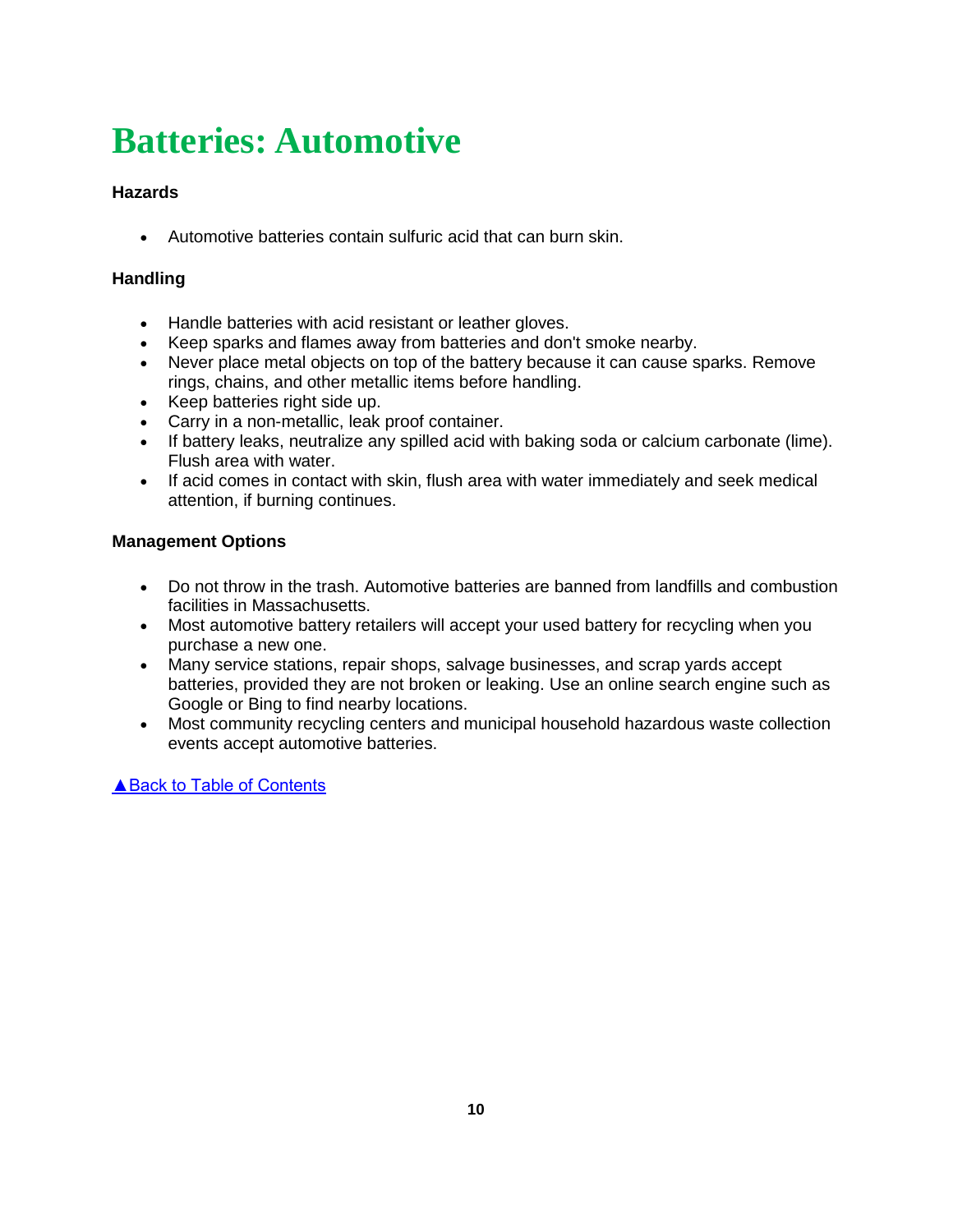# Batteries: Automotive

**Hazards**

- Automotive batteries contain sulfuric acid that can burn skin.

**Handling**

- Handle batteries with acid resistant or leather gloves.
- Keep sparks and flames away from batteries and don't smoke nearby.
- Never place metal objects on top of the battery because it can cause sparks. Remove rings, chains, and other metallic items before handling.
- Keep batteries right side up.
- Carry in a non-metallic, leak proof container.
- If battery leaks, neutralize any spilled acid with baking soda or calcium carbonate (lime). Flush area with water.
- If acid comes in contact with skin, flush area with water immediately and seek medical attention, if burning continues.

**Management Options**

- Do not throw in the trash. Automotive batteries are banned from landfills and combustion facilities in Massachusetts.
- Most automotive battery retailers will accept your used battery for recycling when you purchase a new one.
- Many service stations, repair shops, salvage businesses, and scrap yards accept batteries, provided they are not broken or leaking. Use an online search engine such as Google or Bing to find nearby locations.
- Most community recycling centers and municipal household hazardous waste collection events accept automotive batteries.

▲Back to Table of Contents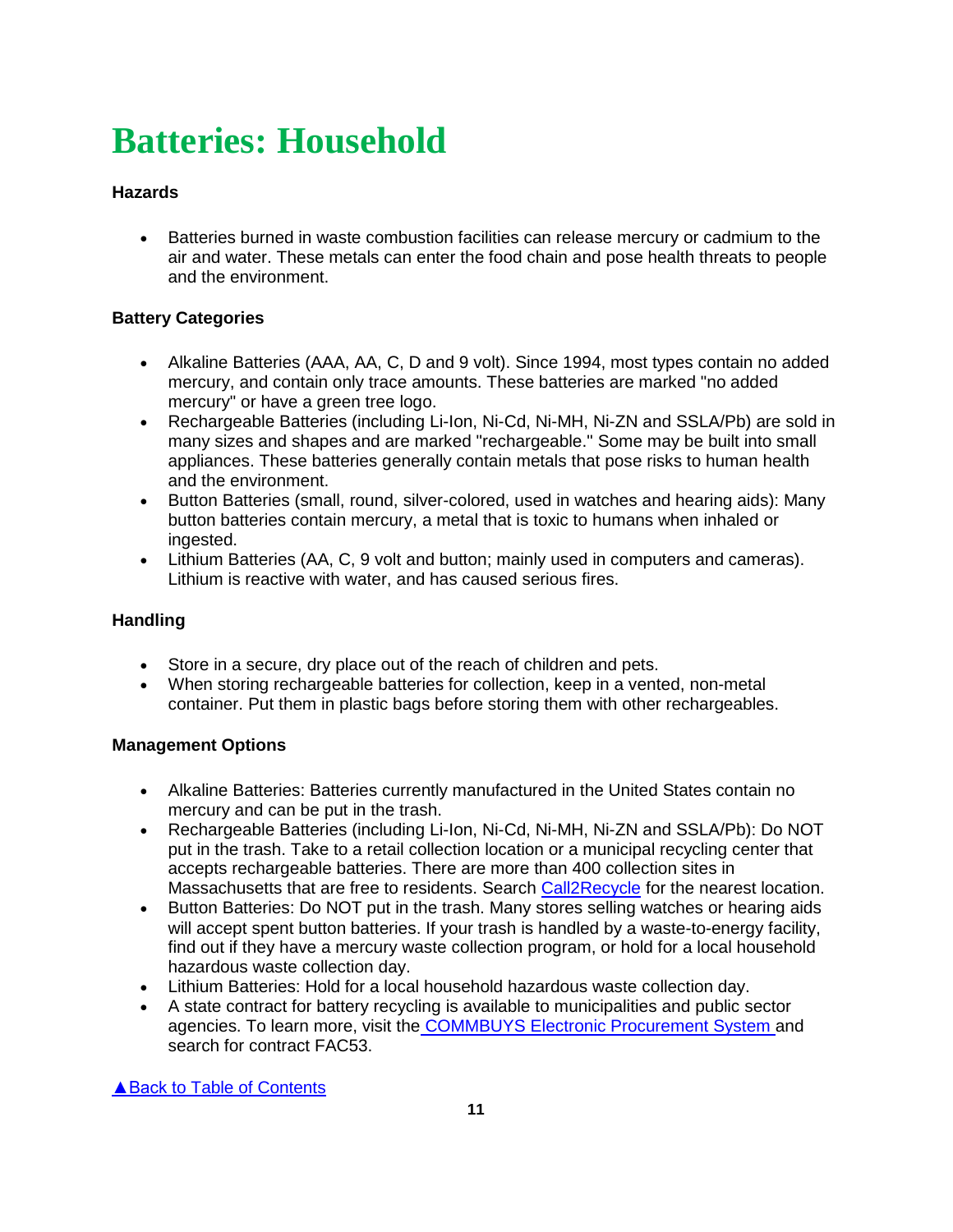# Batteries: Household

**Hazards**

- Batteries burned in waste combustion facilities can release mercury or cadmium to the air and water. These metals can enter the food chain and pose health threats to people and the environment.

**Battery Categories**

- Alkaline Batteries (AAA, AA, C, D and 9 volt). Since 1994, most types contain no added mercury, and contain only trace amounts. These batteries are marked "no added mercury" or have a green tree logo.
- Rechargeable Batteries (including Li-Ion, Ni-Cd, Ni-MH, Ni-ZN and SSLA/Pb) are sold in many sizes and shapes and are marked "rechargeable." Some may be built into small appliances. These batteries generally contain metals that pose risks to human health and the environment.
- Button Batteries (small, round, silver-colored, used in watches and hearing aids): Many button batteries contain mercury, a metal that is toxic to humans when inhaled or ingested.
- Lithium Batteries (AA, C, 9 volt and button; mainly used in computers and cameras). Lithium is reactive with water, and has caused serious fires.

**Handling**

- Store in a secure, dry place out of the reach of children and pets.
- When storing rechargeable batteries for collection, keep in a vented, non-metal container. Put them in plastic bags before storing them with other rechargeables.

**Management Options**

- Alkaline Batteries: Batteries currently manufactured in the United States contain no mercury and can be put in the trash.
- Rechargeable Batteries (including Li-Ion, Ni-Cd, Ni-MH, Ni-ZN and SSLA/Pb): Do NOT put in the trash. Take to a retail collection location or a municipal recycling center that accepts rechargeable batteries. There are more than 400 collection sites in Massachusetts that are free to residents. Search Call2Recycle for the nearest location.
- Button Batteries: Do NOT put in the trash. Many stores selling watches or hearing aids will accept spent button batteries. If your trash is handled by a waste-to-energy facility, find out if they have a mercury waste collection program, or hold for a local household hazardous waste collection day.
- Lithium Batteries: Hold for a local household hazardous waste collection day.
- A state contract for battery recycling is available to municipalities and public sector agencies. To learn more, visit the COMMBUYS Electronic Procurement System and search for contract FAC53.

▲Back to Table of Contents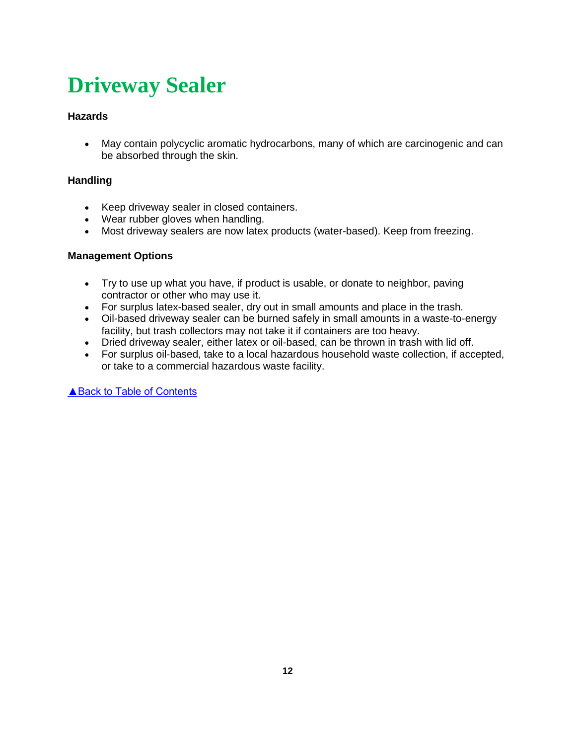# Driveway Sealer

**Hazards**

- May contain polycyclic aromatic hydrocarbons, many of which are carcinogenic and can be absorbed through the skin.

**Handling**

- Keep driveway sealer in closed containers.
- Wear rubber gloves when handling.
- Most driveway sealers are now latex products (water-based). Keep from freezing.

**Management Options**

- Try to use up what you have, if product is usable, or donate to neighbor, paving contractor or other who may use it.
- For surplus latex-based sealer, dry out in small amounts and place in the trash.
- Oil-based driveway sealer can be burned safely in small amounts in a waste-to-energy facility, but trash collectors may not take it if containers are too heavy.
- Dried driveway sealer, either latex or oil-based, can be thrown in trash with lid off.
- For surplus oil-based, take to a local hazardous household waste collection, if accepted, or take to a commercial hazardous waste facility.

▲Back to Table of Contents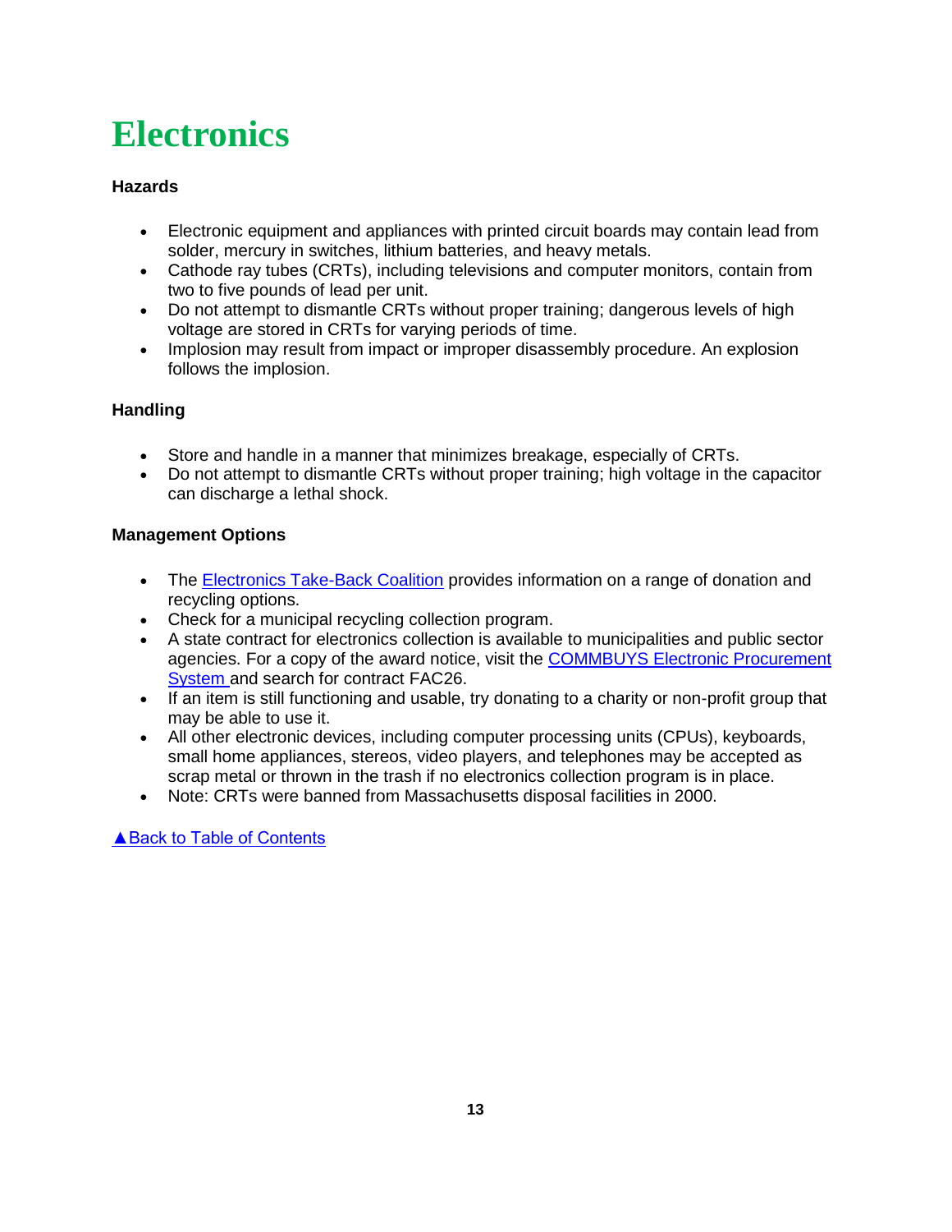# Electronics

**Hazards**

- Electronic equipment and appliances with printed circuit boards may contain lead from solder, mercury in switches, lithium batteries, and heavy metals.
- Cathode ray tubes (CRTs), including televisions and computer monitors, contain from two to five pounds of lead per unit.
- Do not attempt to dismantle CRTs without proper training; dangerous levels of high voltage are stored in CRTs for varying periods of time.
- Implosion may result from impact or improper disassembly procedure. An explosion follows the implosion.

**Handling**

- Store and handle in a manner that minimizes breakage, especially of CRTs.
- Do not attempt to dismantle CRTs without proper training; high voltage in the capacitor can discharge a lethal shock.

**Management Options**

- The Electronics Take-Back Coalition provides information on a range of donation and recycling options.
- Check for a municipal recycling collection program.
- A state contract for electronics collection is available to municipalities and public sector agencies. For a copy of the award notice, visit the COMMBUYS Electronic Procurement System and search for contract FAC26.
- If an item is still functioning and usable, try donating to a charity or non-profit group that may be able to use it.
- All other electronic devices, including computer processing units (CPUs), keyboards, small home appliances, stereos, video players, and telephones may be accepted as scrap metal or thrown in the trash if no electronics collection program is in place.
- Note: CRTs were banned from Massachusetts disposal facilities in 2000.

▲Back to Table of Contents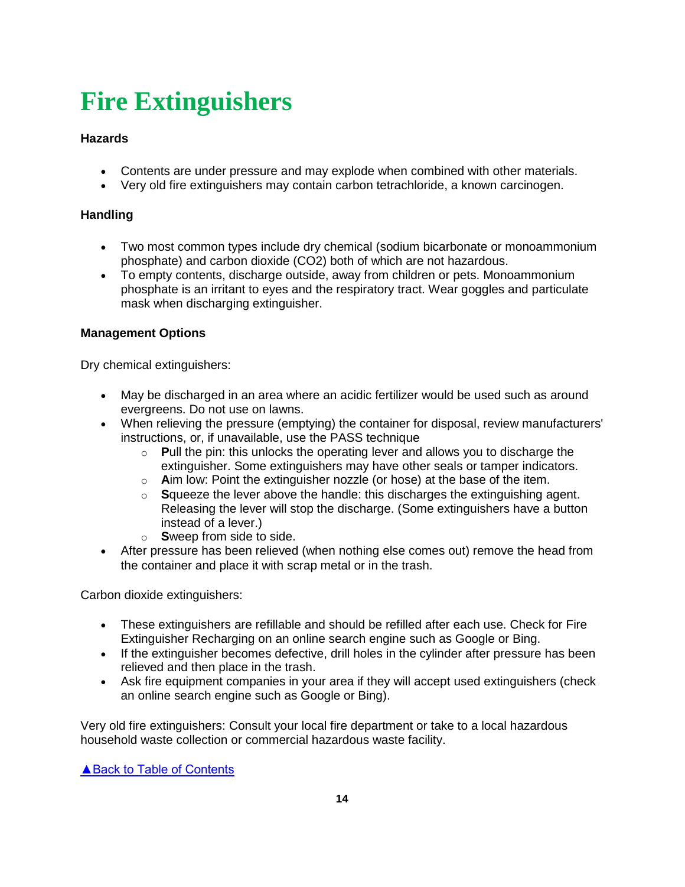# Fire Extinguishers

**Hazards**

- Contents are under pressure and may explode when combined with other materials.
- Very old fire extinguishers may contain carbon tetrachloride, a known carcinogen.

**Handling**

- Two most common types include dry chemical (sodium bicarbonate or monoammonium phosphate) and carbon dioxide ($CO_2$) both of which are not hazardous.
- To empty contents, discharge outside, away from children or pets. Monoammonium phosphate is an irritant to eyes and the respiratory tract. Wear goggles and particulate mask when discharging extinguisher.

**Management Options**

Dry chemical extinguishers:

- May be discharged in an area where an acidic fertilizer would be used such as around evergreens. Do not use on lawns.
- When relieving the pressure (emptying) the container for disposal, review manufacturers' instructions, or, if unavailable, use the PASS technique
  - **P**ull the pin: this unlocks the operating lever and allows you to discharge the extinguisher. Some extinguishers may have other seals or tamper indicators.
  - **A**im low: Point the extinguisher nozzle (or hose) at the base of the item.
  - **S**queeze the lever above the handle: this discharges the extinguishing agent. Releasing the lever will stop the discharge. (Some extinguishers have a button instead of a lever.)
  - **S**weep from side to side.
- After pressure has been relieved (when nothing else comes out) remove the head from the container and place it with scrap metal or in the trash.

Carbon dioxide extinguishers:

- These extinguishers are refillable and should be refilled after each use. Check for Fire Extinguisher Recharging on an online search engine such as Google or Bing.
- If the extinguisher becomes defective, drill holes in the cylinder after pressure has been relieved and then place in the trash.
- Ask fire equipment companies in your area if they will accept used extinguishers (check an online search engine such as Google or Bing).

Very old fire extinguishers: Consult your local fire department or take to a local hazardous household waste collection or commercial hazardous waste facility.

▲Back to Table of Contents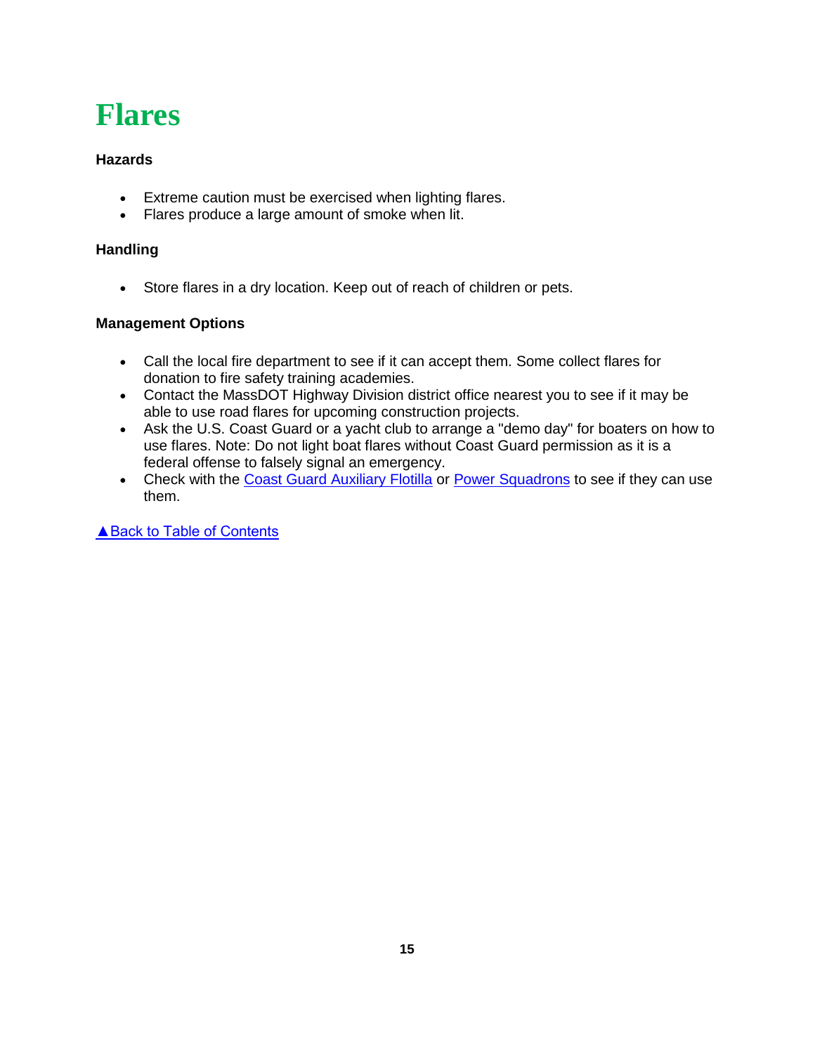# Flares

**Hazards**

- Extreme caution must be exercised when lighting flares.
- Flares produce a large amount of smoke when lit.

**Handling**

- Store flares in a dry location. Keep out of reach of children or pets.

**Management Options**

- Call the local fire department to see if it can accept them. Some collect flares for donation to fire safety training academies.
- Contact the MassDOT Highway Division district office nearest you to see if it may be able to use road flares for upcoming construction projects.
- Ask the U.S. Coast Guard or a yacht club to arrange a "demo day" for boaters on how to use flares. Note: Do not light boat flares without Coast Guard permission as it is a federal offense to falsely signal an emergency.
- Check with the Coast Guard Auxiliary Flotilla or Power Squadrons to see if they can use them.

▲Back to Table of Contents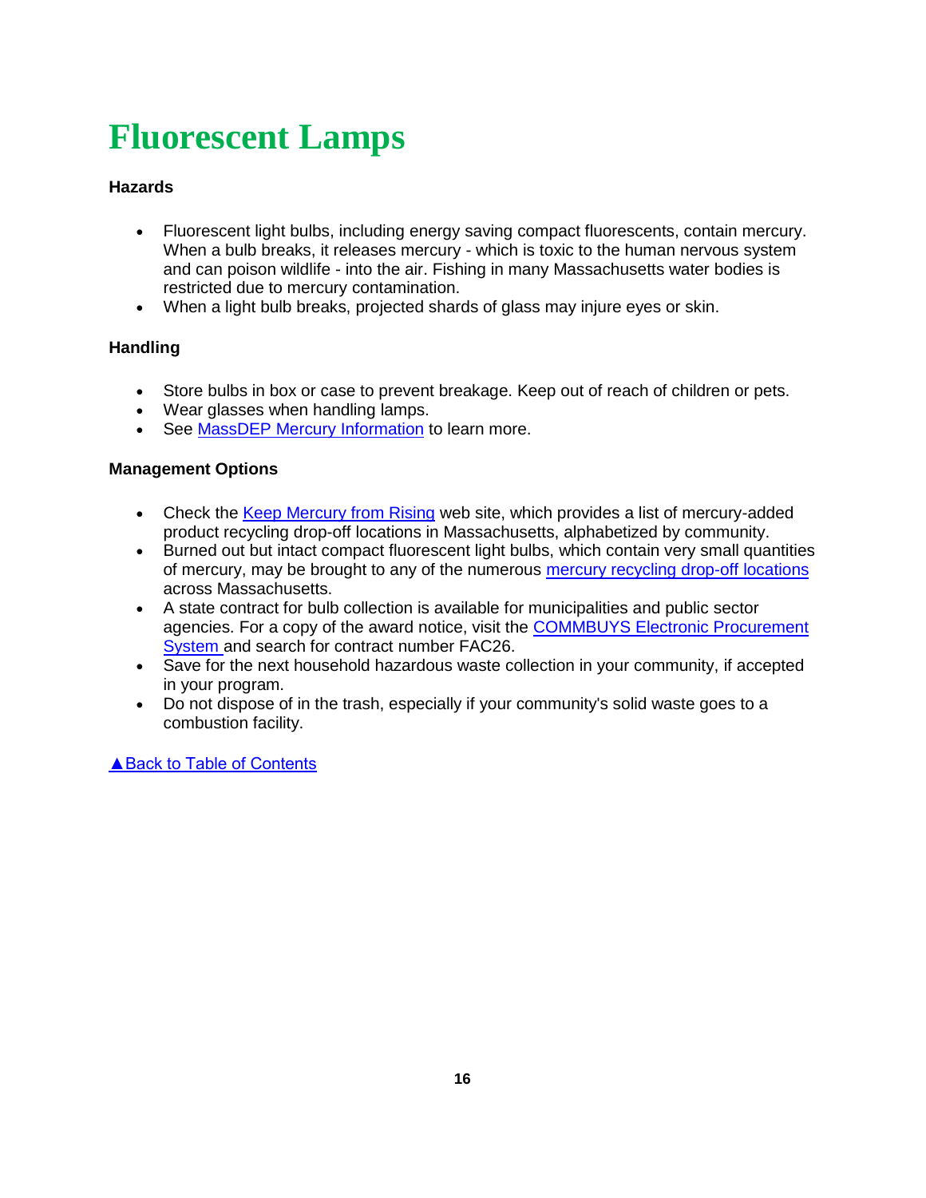# Fluorescent Lamps

**Hazards**

- Fluorescent light bulbs, including energy saving compact fluorescents, contain mercury. When a bulb breaks, it releases mercury - which is toxic to the human nervous system and can poison wildlife - into the air. Fishing in many Massachusetts water bodies is restricted due to mercury contamination.
- When a light bulb breaks, projected shards of glass may injure eyes or skin.

**Handling**

- Store bulbs in box or case to prevent breakage. Keep out of reach of children or pets.
- Wear glasses when handling lamps.
- See MassDEP Mercury Information to learn more.

**Management Options**

- Check the Keep Mercury from Rising web site, which provides a list of mercury-added product recycling drop-off locations in Massachusetts, alphabetized by community.
- Burned out but intact compact fluorescent light bulbs, which contain very small quantities of mercury, may be brought to any of the numerous mercury recycling drop-off locations across Massachusetts.
- A state contract for bulb collection is available for municipalities and public sector agencies. For a copy of the award notice, visit the COMMBUYS Electronic Procurement System and search for contract number FAC26.
- Save for the next household hazardous waste collection in your community, if accepted in your program.
- Do not dispose of in the trash, especially if your community's solid waste goes to a combustion facility.

▲Back to Table of Contents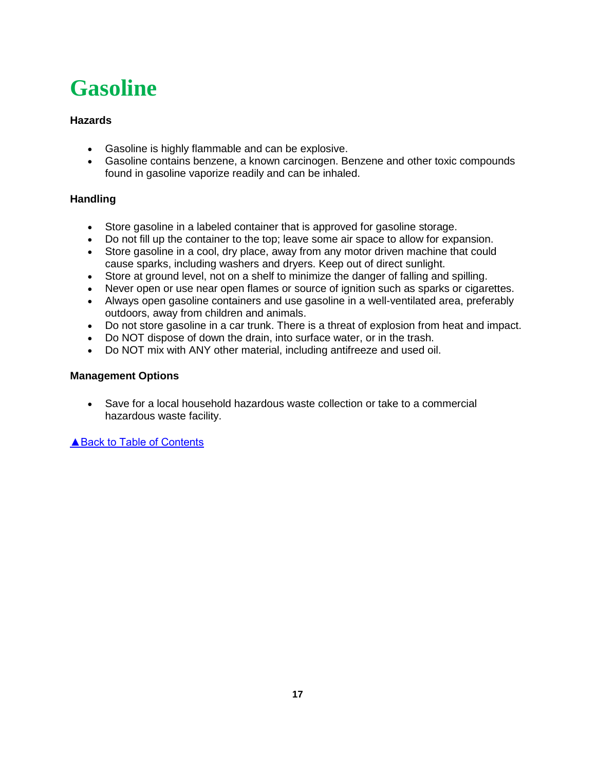# Gasoline

**Hazards**

- Gasoline is highly flammable and can be explosive.
- Gasoline contains benzene, a known carcinogen. Benzene and other toxic compounds found in gasoline vaporize readily and can be inhaled.

**Handling**

- Store gasoline in a labeled container that is approved for gasoline storage.
- Do not fill up the container to the top; leave some air space to allow for expansion.
- Store gasoline in a cool, dry place, away from any motor driven machine that could cause sparks, including washers and dryers. Keep out of direct sunlight.
- Store at ground level, not on a shelf to minimize the danger of falling and spilling.
- Never open or use near open flames or source of ignition such as sparks or cigarettes.
- Always open gasoline containers and use gasoline in a well-ventilated area, preferably outdoors, away from children and animals.
- Do not store gasoline in a car trunk. There is a threat of explosion from heat and impact.
- Do NOT dispose of down the drain, into surface water, or in the trash.
- Do NOT mix with ANY other material, including antifreeze and used oil.

**Management Options**

- Save for a local household hazardous waste collection or take to a commercial hazardous waste facility.

▲Back to Table of Contents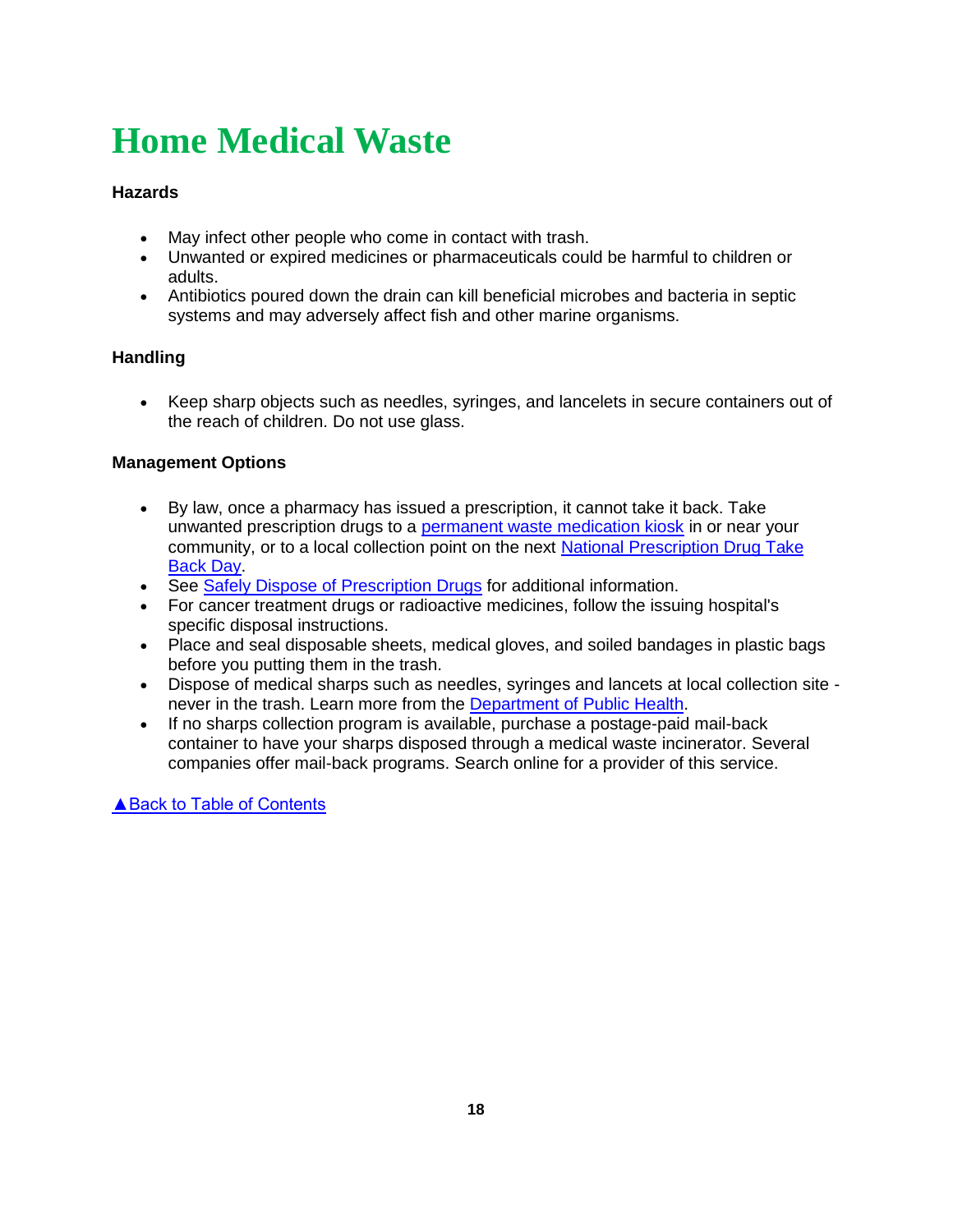# Home Medical Waste

**Hazards**

- May infect other people who come in contact with trash.
- Unwanted or expired medicines or pharmaceuticals could be harmful to children or adults.
- Antibiotics poured down the drain can kill beneficial microbes and bacteria in septic systems and may adversely affect fish and other marine organisms.

**Handling**

- Keep sharp objects such as needles, syringes, and lancelets in secure containers out of the reach of children. Do not use glass.

**Management Options**

- By law, once a pharmacy has issued a prescription, it cannot take it back. Take unwanted prescription drugs to a permanent waste medication kiosk in or near your community, or to a local collection point on the next National Prescription Drug Take Back Day.
- See Safely Dispose of Prescription Drugs for additional information.
- For cancer treatment drugs or radioactive medicines, follow the issuing hospital's specific disposal instructions.
- Place and seal disposable sheets, medical gloves, and soiled bandages in plastic bags before you putting them in the trash.
- Dispose of medical sharps such as needles, syringes and lancets at local collection site - never in the trash. Learn more from the Department of Public Health.
- If no sharps collection program is available, purchase a postage-paid mail-back container to have your sharps disposed through a medical waste incinerator. Several companies offer mail-back programs. Search online for a provider of this service.

▲Back to Table of Contents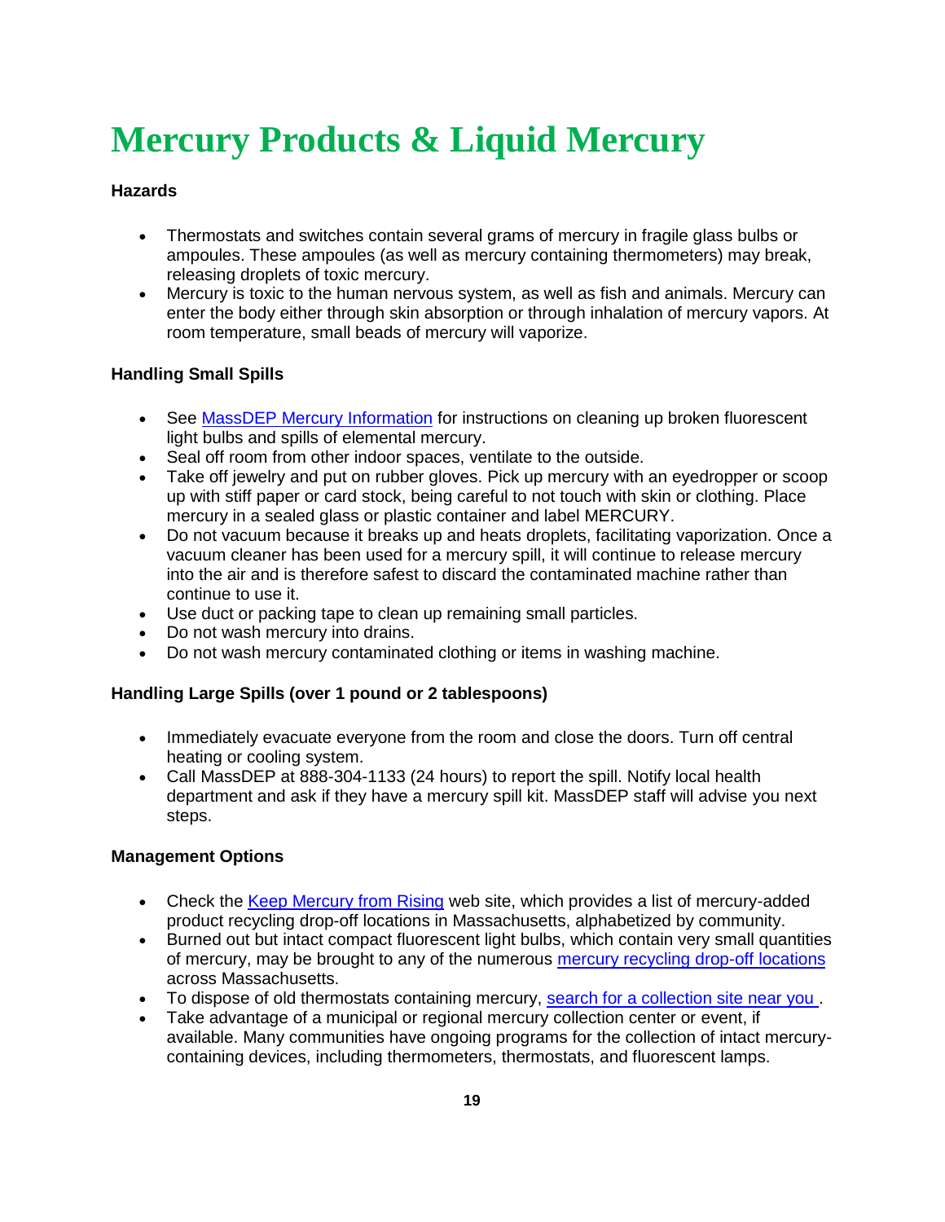# Mercury Products & Liquid Mercury

**Hazards**

- Thermostats and switches contain several grams of mercury in fragile glass bulbs or ampoules. These ampoules (as well as mercury containing thermometers) may break, releasing droplets of toxic mercury.
- Mercury is toxic to the human nervous system, as well as fish and animals. Mercury can enter the body either through skin absorption or through inhalation of mercury vapors. At room temperature, small beads of mercury will vaporize.

**Handling Small Spills**

- See MassDEP Mercury Information for instructions on cleaning up broken fluorescent light bulbs and spills of elemental mercury.
- Seal off room from other indoor spaces, ventilate to the outside.
- Take off jewelry and put on rubber gloves. Pick up mercury with an eyedropper or scoop up with stiff paper or card stock, being careful to not touch with skin or clothing. Place mercury in a sealed glass or plastic container and label MERCURY.
- Do not vacuum because it breaks up and heats droplets, facilitating vaporization. Once a vacuum cleaner has been used for a mercury spill, it will continue to release mercury into the air and is therefore safest to discard the contaminated machine rather than continue to use it.
- Use duct or packing tape to clean up remaining small particles.
- Do not wash mercury into drains.
- Do not wash mercury contaminated clothing or items in washing machine.

**Handling Large Spills (over 1 pound or 2 tablespoons)**

- Immediately evacuate everyone from the room and close the doors. Turn off central heating or cooling system.
- Call MassDEP at 888-304-1133 (24 hours) to report the spill. Notify local health department and ask if they have a mercury spill kit. MassDEP staff will advise you next steps.

**Management Options**

- Check the Keep Mercury from Rising web site, which provides a list of mercury-added product recycling drop-off locations in Massachusetts, alphabetized by community.
- Burned out but intact compact fluorescent light bulbs, which contain very small quantities of mercury, may be brought to any of the numerous mercury recycling drop-off locations across Massachusetts.
- To dispose of old thermostats containing mercury, search for a collection site near you .
- Take advantage of a municipal or regional mercury collection center or event, if available. Many communities have ongoing programs for the collection of intact mercury-containing devices, including thermometers, thermostats, and fluorescent lamps.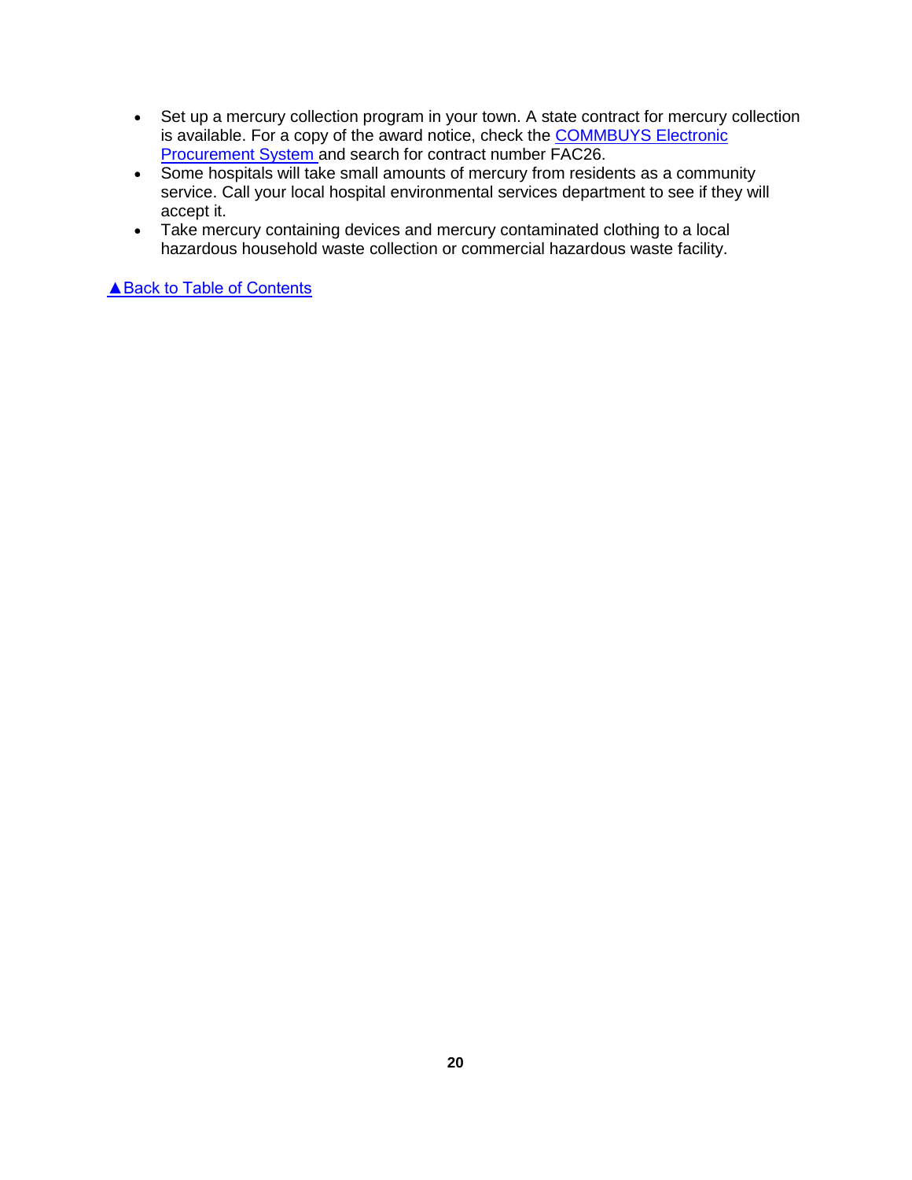- Set up a mercury collection program in your town. A state contract for mercury collection is available. For a copy of the award notice, check the COMMBUYS Electronic Procurement System and search for contract number FAC26.
- Some hospitals will take small amounts of mercury from residents as a community service. Call your local hospital environmental services department to see if they will accept it.
- Take mercury containing devices and mercury contaminated clothing to a local hazardous household waste collection or commercial hazardous waste facility.

▲Back to Table of Contents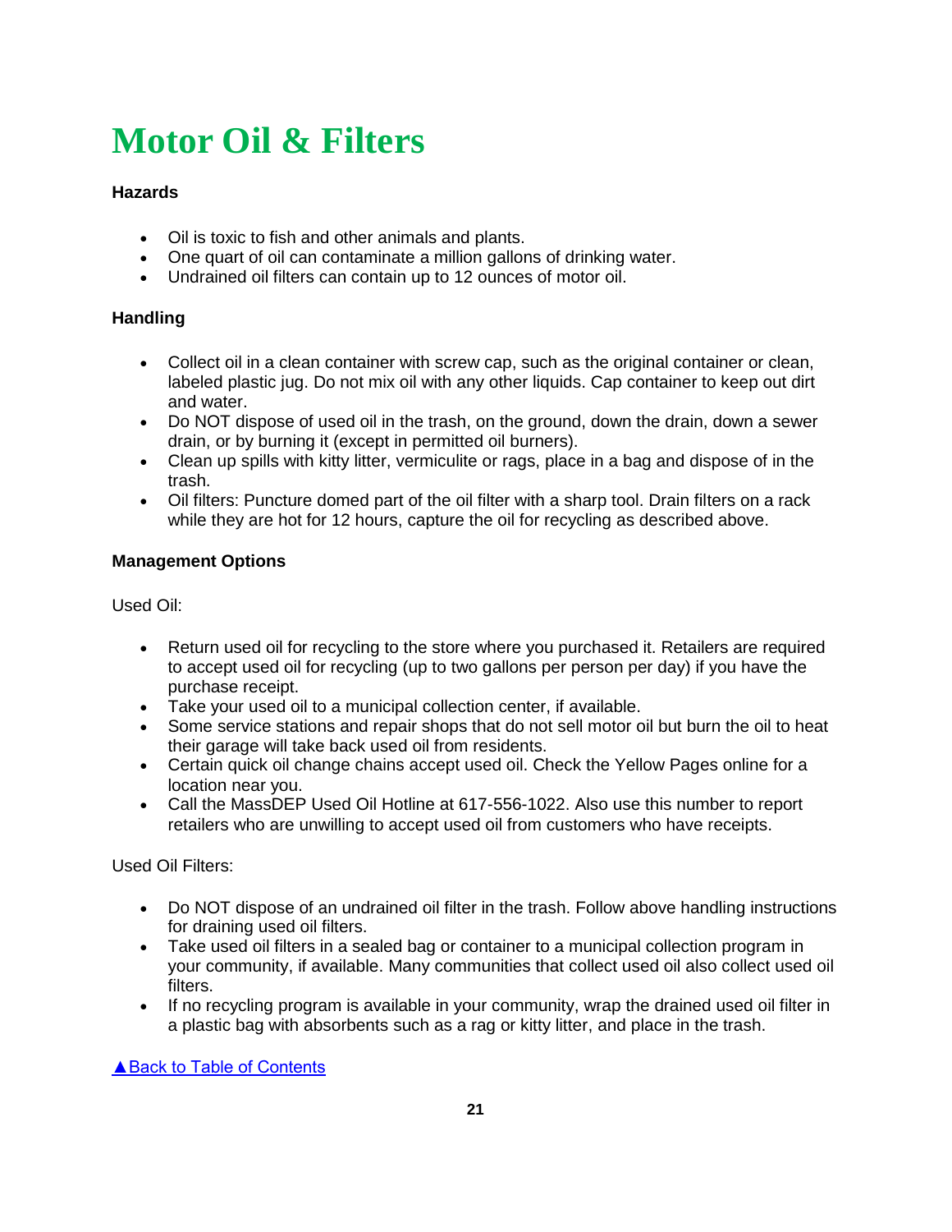# Motor Oil & Filters

**Hazards**

- Oil is toxic to fish and other animals and plants.
- One quart of oil can contaminate a million gallons of drinking water.
- Undrained oil filters can contain up to 12 ounces of motor oil.

**Handling**

- Collect oil in a clean container with screw cap, such as the original container or clean, labeled plastic jug. Do not mix oil with any other liquids. Cap container to keep out dirt and water.
- Do NOT dispose of used oil in the trash, on the ground, down the drain, down a sewer drain, or by burning it (except in permitted oil burners).
- Clean up spills with kitty litter, vermiculite or rags, place in a bag and dispose of in the trash.
- Oil filters: Puncture domed part of the oil filter with a sharp tool. Drain filters on a rack while they are hot for 12 hours, capture the oil for recycling as described above.

**Management Options**

Used Oil:

- Return used oil for recycling to the store where you purchased it. Retailers are required to accept used oil for recycling (up to two gallons per person per day) if you have the purchase receipt.
- Take your used oil to a municipal collection center, if available.
- Some service stations and repair shops that do not sell motor oil but burn the oil to heat their garage will take back used oil from residents.
- Certain quick oil change chains accept used oil. Check the Yellow Pages online for a location near you.
- Call the MassDEP Used Oil Hotline at 617-556-1022. Also use this number to report retailers who are unwilling to accept used oil from customers who have receipts.

Used Oil Filters:

- Do NOT dispose of an undrained oil filter in the trash. Follow above handling instructions for draining used oil filters.
- Take used oil filters in a sealed bag or container to a municipal collection program in your community, if available. Many communities that collect used oil also collect used oil filters.
- If no recycling program is available in your community, wrap the drained used oil filter in a plastic bag with absorbents such as a rag or kitty litter, and place in the trash.

▲Back to Table of Contents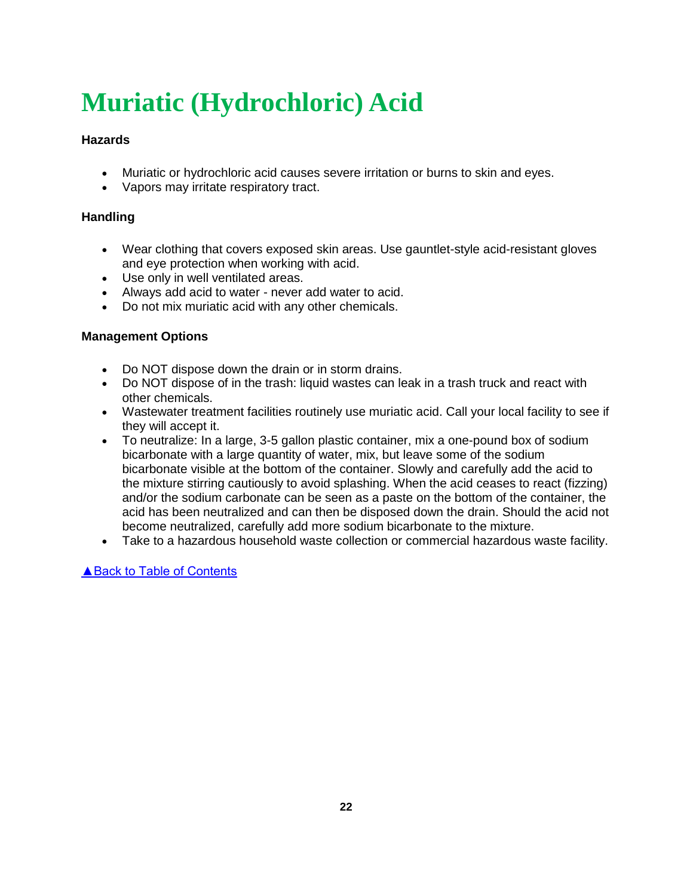# Muriatic (Hydrochloric) Acid

**Hazards**

- Muriatic or hydrochloric acid causes severe irritation or burns to skin and eyes.
- Vapors may irritate respiratory tract.

**Handling**

- Wear clothing that covers exposed skin areas. Use gauntlet-style acid-resistant gloves and eye protection when working with acid.
- Use only in well ventilated areas.
- Always add acid to water - never add water to acid.
- Do not mix muriatic acid with any other chemicals.

**Management Options**

- Do NOT dispose down the drain or in storm drains.
- Do NOT dispose of in the trash: liquid wastes can leak in a trash truck and react with other chemicals.
- Wastewater treatment facilities routinely use muriatic acid. Call your local facility to see if they will accept it.
- To neutralize: In a large, 3-5 gallon plastic container, mix a one-pound box of sodium bicarbonate with a large quantity of water, mix, but leave some of the sodium bicarbonate visible at the bottom of the container. Slowly and carefully add the acid to the mixture stirring cautiously to avoid splashing. When the acid ceases to react (fizzing) and/or the sodium carbonate can be seen as a paste on the bottom of the container, the acid has been neutralized and can then be disposed down the drain. Should the acid not become neutralized, carefully add more sodium bicarbonate to the mixture.
- Take to a hazardous household waste collection or commercial hazardous waste facility.

▲Back to Table of Contents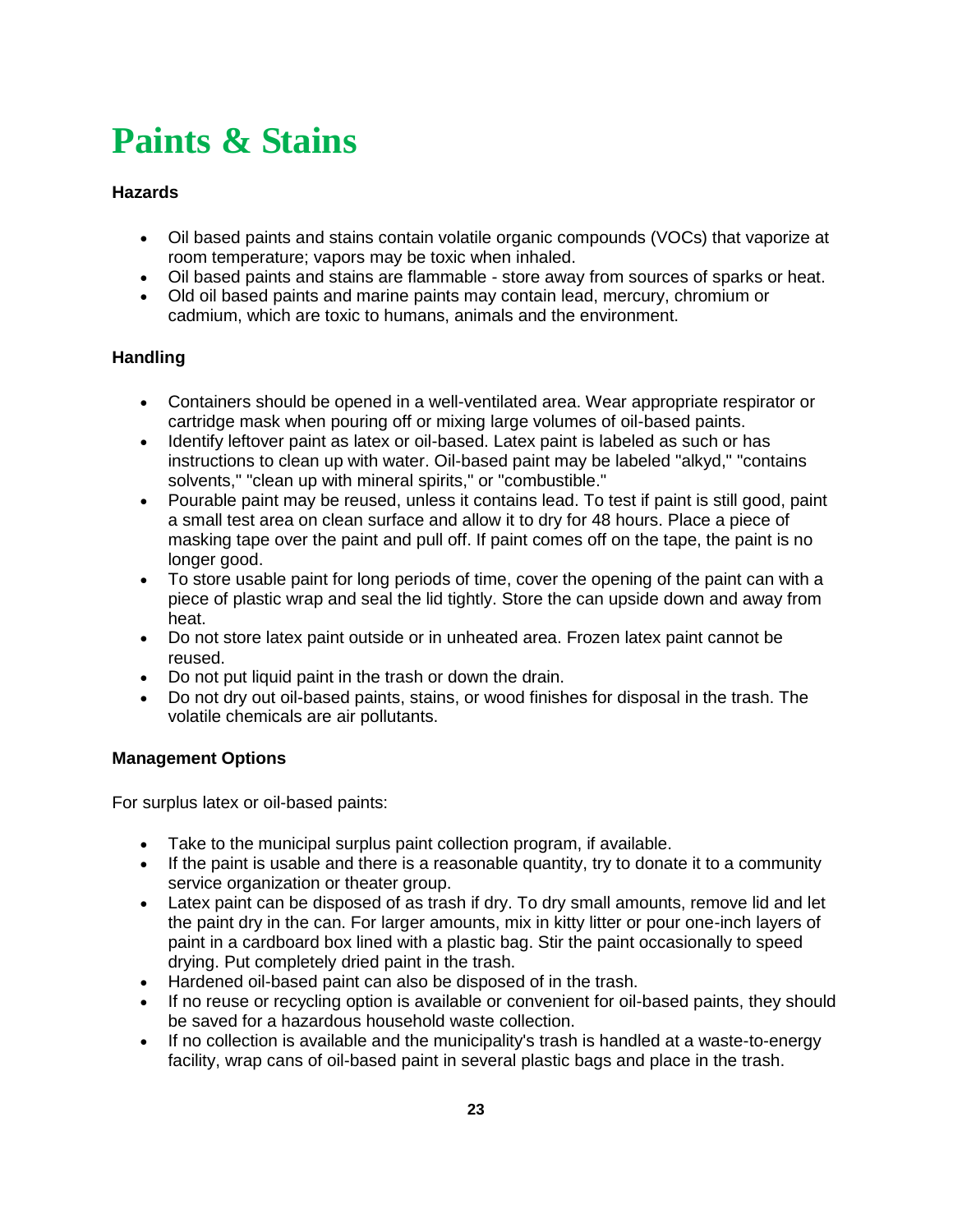# Paints & Stains

**Hazards**

- Oil based paints and stains contain volatile organic compounds (VOCs) that vaporize at room temperature; vapors may be toxic when inhaled.
- Oil based paints and stains are flammable - store away from sources of sparks or heat.
- Old oil based paints and marine paints may contain lead, mercury, chromium or cadmium, which are toxic to humans, animals and the environment.

**Handling**

- Containers should be opened in a well-ventilated area. Wear appropriate respirator or cartridge mask when pouring off or mixing large volumes of oil-based paints.
- Identify leftover paint as latex or oil-based. Latex paint is labeled as such or has instructions to clean up with water. Oil-based paint may be labeled "alkyd," "contains solvents," "clean up with mineral spirits," or "combustible."
- Pourable paint may be reused, unless it contains lead. To test if paint is still good, paint a small test area on clean surface and allow it to dry for 48 hours. Place a piece of masking tape over the paint and pull off. If paint comes off on the tape, the paint is no longer good.
- To store usable paint for long periods of time, cover the opening of the paint can with a piece of plastic wrap and seal the lid tightly. Store the can upside down and away from heat.
- Do not store latex paint outside or in unheated area. Frozen latex paint cannot be reused.
- Do not put liquid paint in the trash or down the drain.
- Do not dry out oil-based paints, stains, or wood finishes for disposal in the trash. The volatile chemicals are air pollutants.

**Management Options**

For surplus latex or oil-based paints:

- Take to the municipal surplus paint collection program, if available.
- If the paint is usable and there is a reasonable quantity, try to donate it to a community service organization or theater group.
- Latex paint can be disposed of as trash if dry. To dry small amounts, remove lid and let the paint dry in the can. For larger amounts, mix in kitty litter or pour one-inch layers of paint in a cardboard box lined with a plastic bag. Stir the paint occasionally to speed drying. Put completely dried paint in the trash.
- Hardened oil-based paint can also be disposed of in the trash.
- If no reuse or recycling option is available or convenient for oil-based paints, they should be saved for a hazardous household waste collection.
- If no collection is available and the municipality's trash is handled at a waste-to-energy facility, wrap cans of oil-based paint in several plastic bags and place in the trash.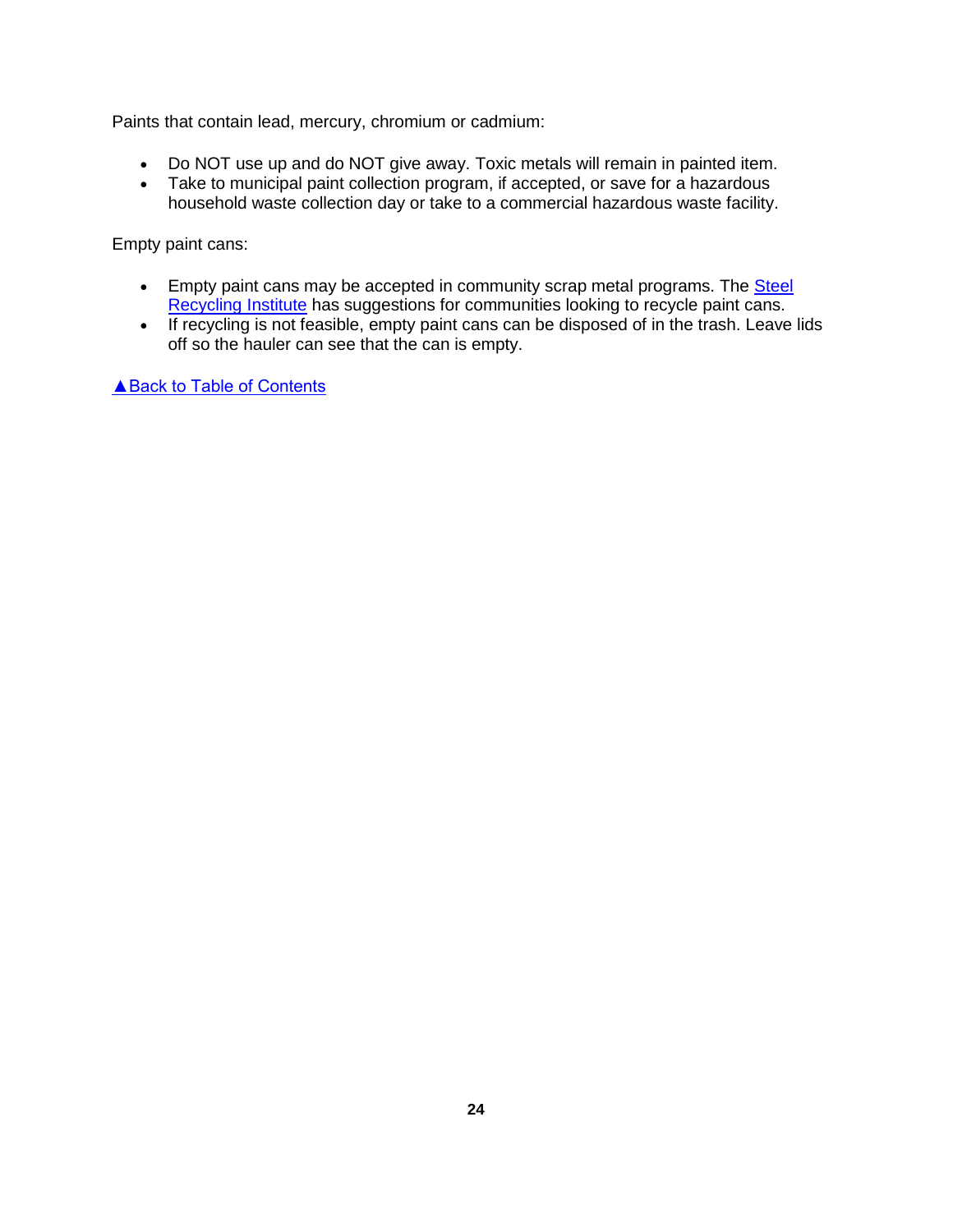Paints that contain lead, mercury, chromium or cadmium:

- Do NOT use up and do NOT give away. Toxic metals will remain in painted item.
- Take to municipal paint collection program, if accepted, or save for a hazardous household waste collection day or take to a commercial hazardous waste facility.

Empty paint cans:

- Empty paint cans may be accepted in community scrap metal programs. The Steel Recycling Institute has suggestions for communities looking to recycle paint cans.
- If recycling is not feasible, empty paint cans can be disposed of in the trash. Leave lids off so the hauler can see that the can is empty.

▲Back to Table of Contents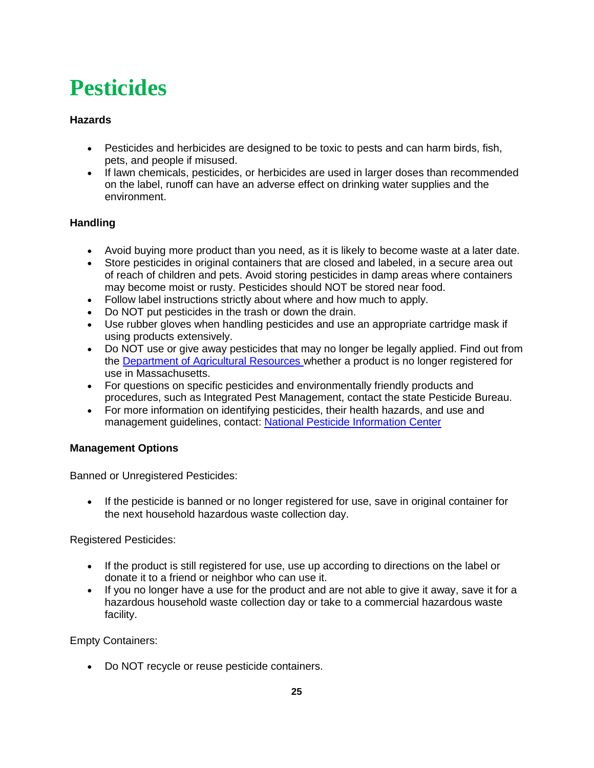# Pesticides

**Hazards**

- Pesticides and herbicides are designed to be toxic to pests and can harm birds, fish, pets, and people if misused.
- If lawn chemicals, pesticides, or herbicides are used in larger doses than recommended on the label, runoff can have an adverse effect on drinking water supplies and the environment.

**Handling**

- Avoid buying more product than you need, as it is likely to become waste at a later date.
- Store pesticides in original containers that are closed and labeled, in a secure area out of reach of children and pets. Avoid storing pesticides in damp areas where containers may become moist or rusty. Pesticides should NOT be stored near food.
- Follow label instructions strictly about where and how much to apply.
- Do NOT put pesticides in the trash or down the drain.
- Use rubber gloves when handling pesticides and use an appropriate cartridge mask if using products extensively.
- Do NOT use or give away pesticides that may no longer be legally applied. Find out from the Department of Agricultural Resources whether a product is no longer registered for use in Massachusetts.
- For questions on specific pesticides and environmentally friendly products and procedures, such as Integrated Pest Management, contact the state Pesticide Bureau.
- For more information on identifying pesticides, their health hazards, and use and management guidelines, contact: National Pesticide Information Center

**Management Options**

Banned or Unregistered Pesticides:

- If the pesticide is banned or no longer registered for use, save in original container for the next household hazardous waste collection day.

Registered Pesticides:

- If the product is still registered for use, use up according to directions on the label or donate it to a friend or neighbor who can use it.
- If you no longer have a use for the product and are not able to give it away, save it for a hazardous household waste collection day or take to a commercial hazardous waste facility.

Empty Containers:

- Do NOT recycle or reuse pesticide containers.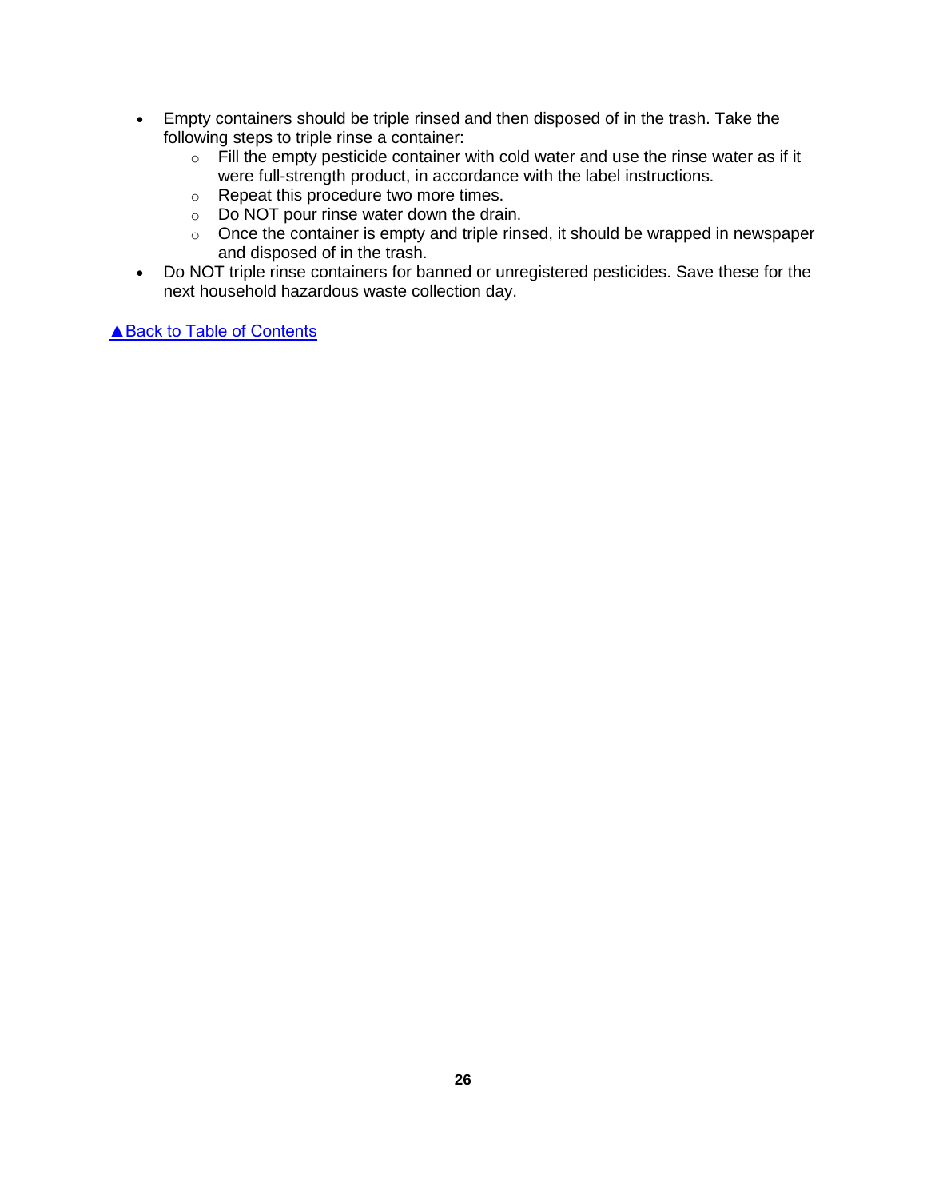- Empty containers should be triple rinsed and then disposed of in the trash. Take the following steps to triple rinse a container:
  - Fill the empty pesticide container with cold water and use the rinse water as if it were full-strength product, in accordance with the label instructions.
  - Repeat this procedure two more times.
  - Do NOT pour rinse water down the drain.
  - Once the container is empty and triple rinsed, it should be wrapped in newspaper and disposed of in the trash.
- Do NOT triple rinse containers for banned or unregistered pesticides. Save these for the next household hazardous waste collection day.

▲Back to Table of Contents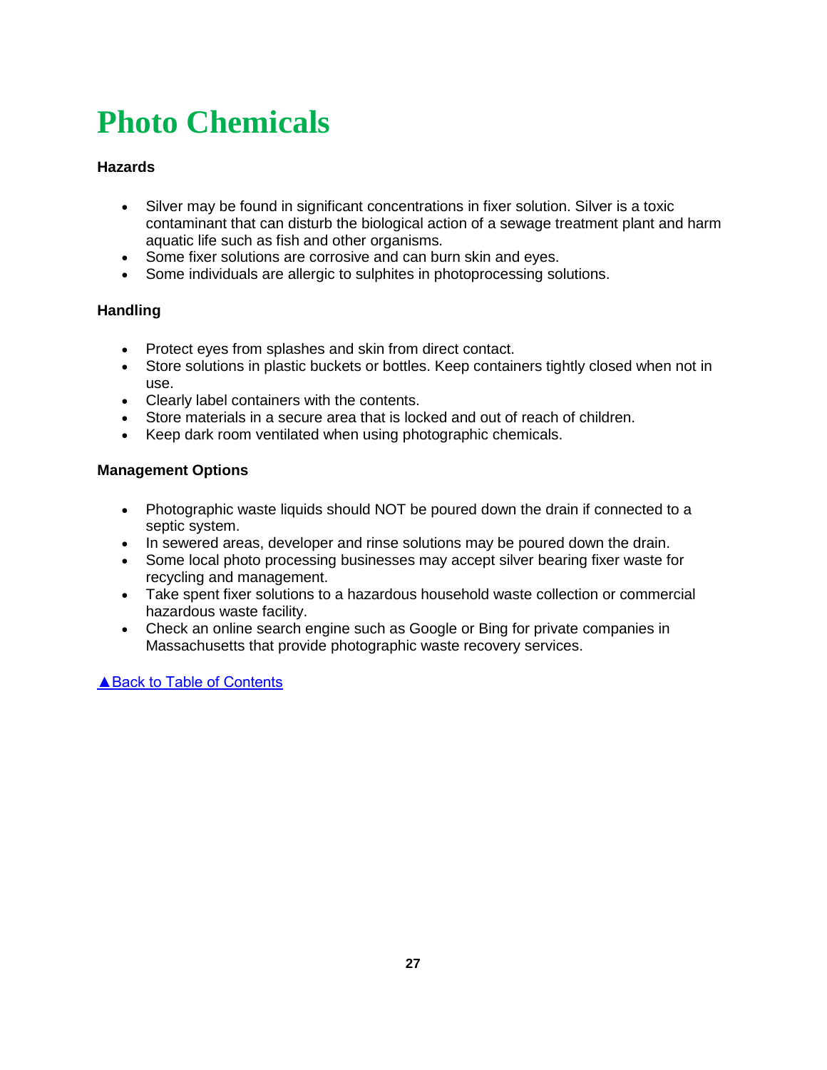# Photo Chemicals

**Hazards**

- Silver may be found in significant concentrations in fixer solution. Silver is a toxic contaminant that can disturb the biological action of a sewage treatment plant and harm aquatic life such as fish and other organisms.
- Some fixer solutions are corrosive and can burn skin and eyes.
- Some individuals are allergic to sulphites in photoprocessing solutions.

**Handling**

- Protect eyes from splashes and skin from direct contact.
- Store solutions in plastic buckets or bottles. Keep containers tightly closed when not in use.
- Clearly label containers with the contents.
- Store materials in a secure area that is locked and out of reach of children.
- Keep dark room ventilated when using photographic chemicals.

**Management Options**

- Photographic waste liquids should NOT be poured down the drain if connected to a septic system.
- In sewered areas, developer and rinse solutions may be poured down the drain.
- Some local photo processing businesses may accept silver bearing fixer waste for recycling and management.
- Take spent fixer solutions to a hazardous household waste collection or commercial hazardous waste facility.
- Check an online search engine such as Google or Bing for private companies in Massachusetts that provide photographic waste recovery services.

▲Back to Table of Contents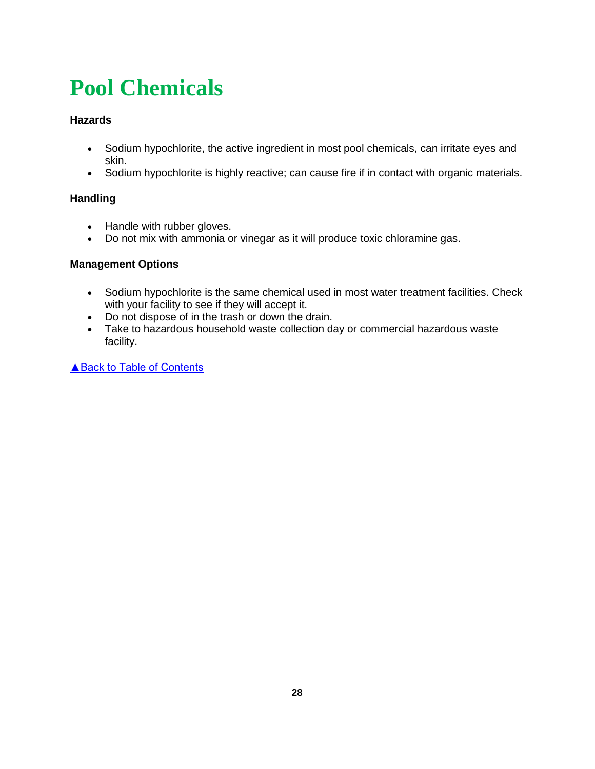# Pool Chemicals

**Hazards**

- Sodium hypochlorite, the active ingredient in most pool chemicals, can irritate eyes and skin.
- Sodium hypochlorite is highly reactive; can cause fire if in contact with organic materials.

**Handling**

- Handle with rubber gloves.
- Do not mix with ammonia or vinegar as it will produce toxic chloramine gas.

**Management Options**

- Sodium hypochlorite is the same chemical used in most water treatment facilities. Check with your facility to see if they will accept it.
- Do not dispose of in the trash or down the drain.
- Take to hazardous household waste collection day or commercial hazardous waste facility.

▲Back to Table of Contents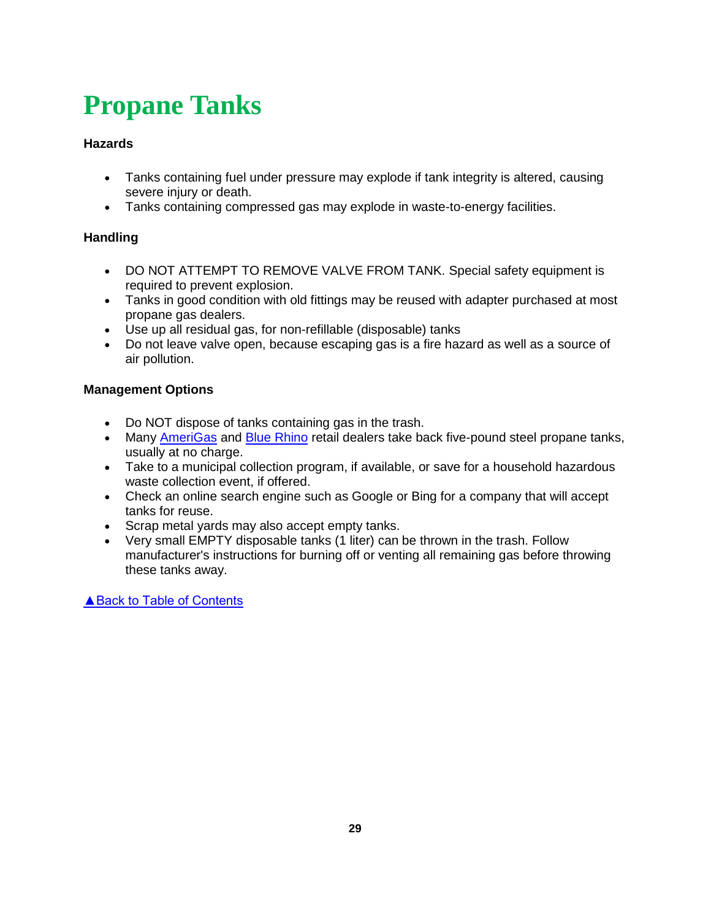# Propane Tanks

**Hazards**

- Tanks containing fuel under pressure may explode if tank integrity is altered, causing severe injury or death.
- Tanks containing compressed gas may explode in waste-to-energy facilities.

**Handling**

- DO NOT ATTEMPT TO REMOVE VALVE FROM TANK. Special safety equipment is required to prevent explosion.
- Tanks in good condition with old fittings may be reused with adapter purchased at most propane gas dealers.
- Use up all residual gas, for non-refillable (disposable) tanks
- Do not leave valve open, because escaping gas is a fire hazard as well as a source of air pollution.

**Management Options**

- Do NOT dispose of tanks containing gas in the trash.
- Many AmeriGas and Blue Rhino retail dealers take back five-pound steel propane tanks, usually at no charge.
- Take to a municipal collection program, if available, or save for a household hazardous waste collection event, if offered.
- Check an online search engine such as Google or Bing for a company that will accept tanks for reuse.
- Scrap metal yards may also accept empty tanks.
- Very small EMPTY disposable tanks (1 liter) can be thrown in the trash. Follow manufacturer's instructions for burning off or venting all remaining gas before throwing these tanks away.

▲Back to Table of Contents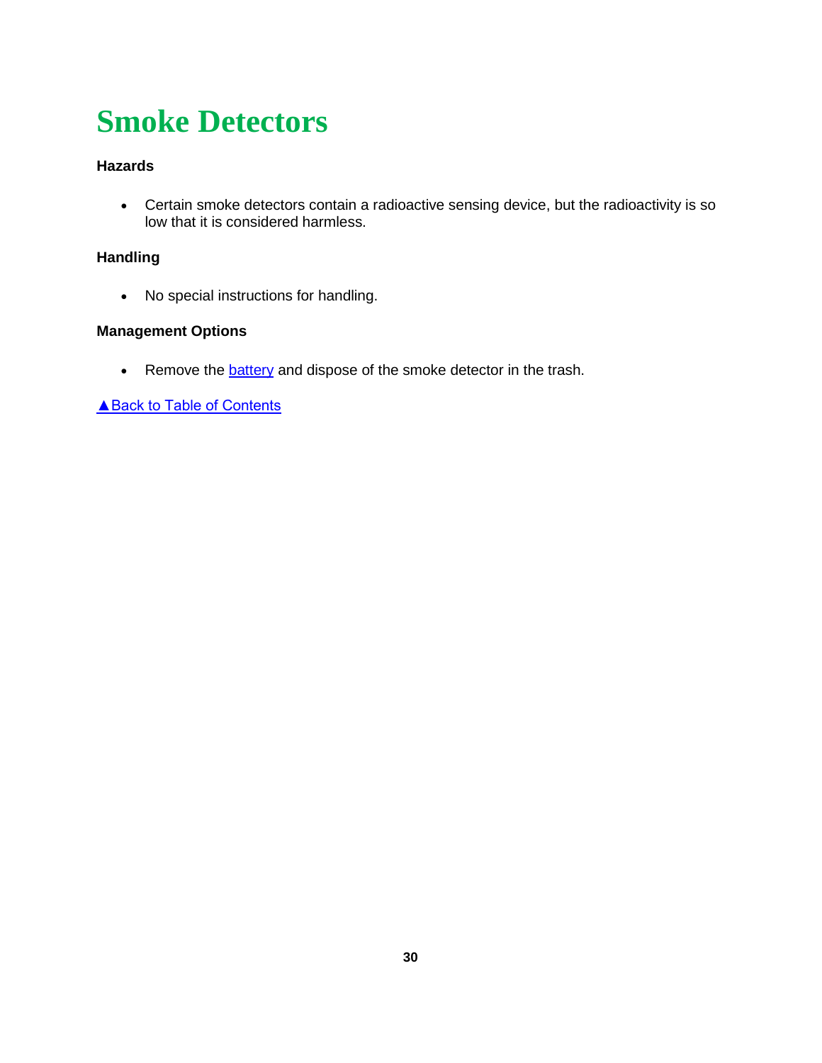# Smoke Detectors

**Hazards**

- Certain smoke detectors contain a radioactive sensing device, but the radioactivity is so low that it is considered harmless.

**Handling**

- No special instructions for handling.

**Management Options**

- Remove the battery and dispose of the smoke detector in the trash.

▲Back to Table of Contents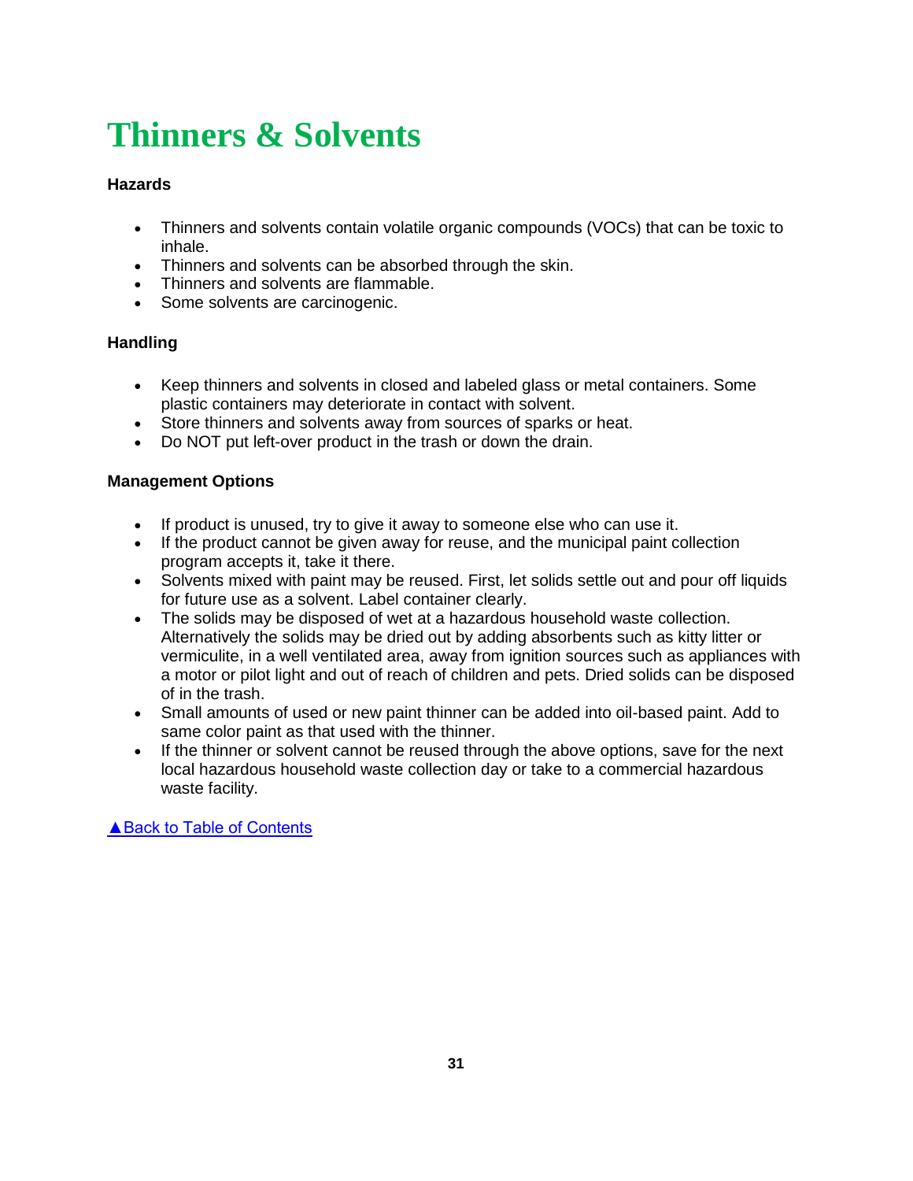# Thinners & Solvents

**Hazards**

- Thinners and solvents contain volatile organic compounds (VOCs) that can be toxic to inhale.
- Thinners and solvents can be absorbed through the skin.
- Thinners and solvents are flammable.
- Some solvents are carcinogenic.

**Handling**

- Keep thinners and solvents in closed and labeled glass or metal containers. Some plastic containers may deteriorate in contact with solvent.
- Store thinners and solvents away from sources of sparks or heat.
- Do NOT put left-over product in the trash or down the drain.

**Management Options**

- If product is unused, try to give it away to someone else who can use it.
- If the product cannot be given away for reuse, and the municipal paint collection program accepts it, take it there.
- Solvents mixed with paint may be reused. First, let solids settle out and pour off liquids for future use as a solvent. Label container clearly.
- The solids may be disposed of wet at a hazardous household waste collection. Alternatively the solids may be dried out by adding absorbents such as kitty litter or vermiculite, in a well ventilated area, away from ignition sources such as appliances with a motor or pilot light and out of reach of children and pets. Dried solids can be disposed of in the trash.
- Small amounts of used or new paint thinner can be added into oil-based paint. Add to same color paint as that used with the thinner.
- If the thinner or solvent cannot be reused through the above options, save for the next local hazardous household waste collection day or take to a commercial hazardous waste facility.

▲Back to Table of Contents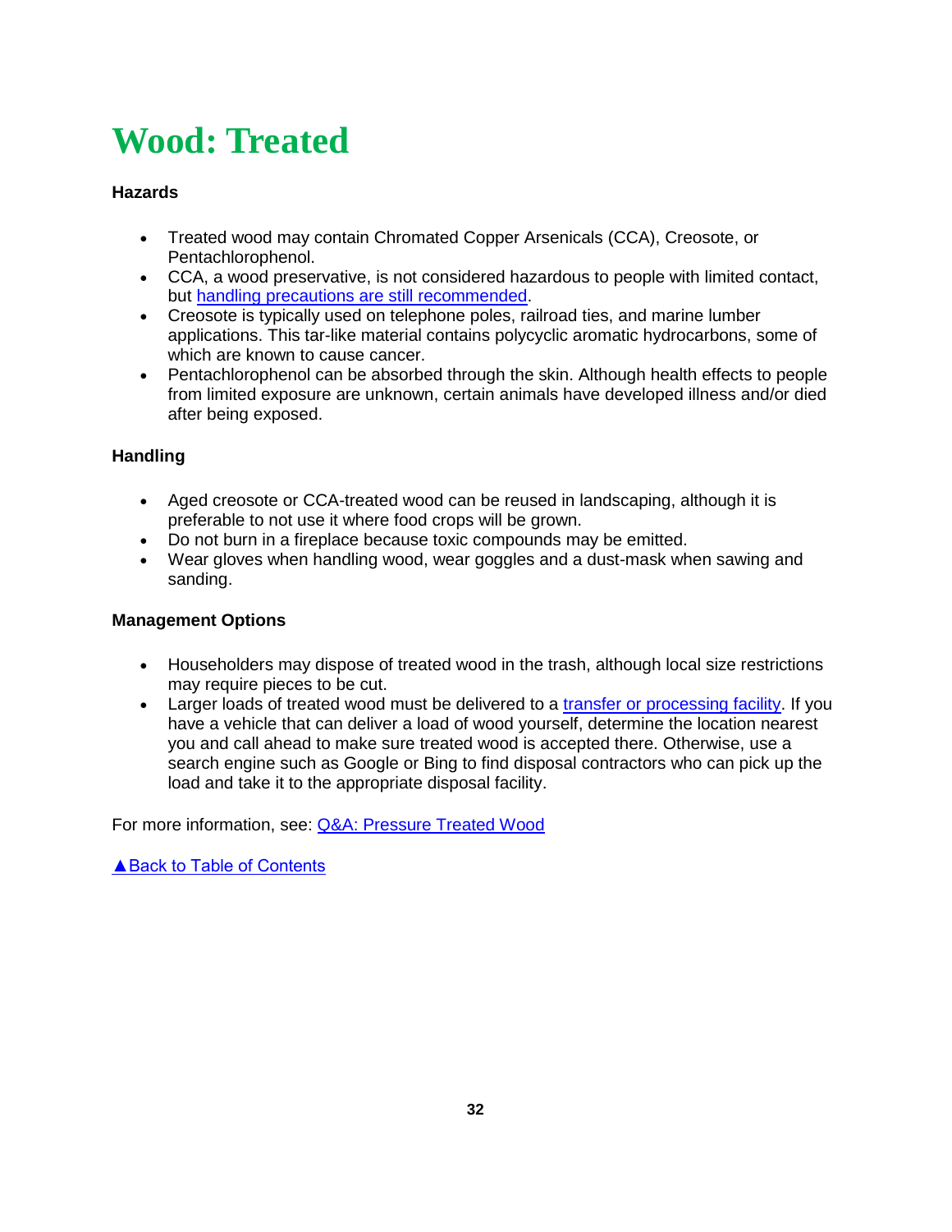# Wood: Treated

**Hazards**

- Treated wood may contain Chromated Copper Arsenicals (CCA), Creosote, or Pentachlorophenol.
- CCA, a wood preservative, is not considered hazardous to people with limited contact, but handling precautions are still recommended.
- Creosote is typically used on telephone poles, railroad ties, and marine lumber applications. This tar-like material contains polycyclic aromatic hydrocarbons, some of which are known to cause cancer.
- Pentachlorophenol can be absorbed through the skin. Although health effects to people from limited exposure are unknown, certain animals have developed illness and/or died after being exposed.

**Handling**

- Aged creosote or CCA-treated wood can be reused in landscaping, although it is preferable to not use it where food crops will be grown.
- Do not burn in a fireplace because toxic compounds may be emitted.
- Wear gloves when handling wood, wear goggles and a dust-mask when sawing and sanding.

**Management Options**

- Householders may dispose of treated wood in the trash, although local size restrictions may require pieces to be cut.
- Larger loads of treated wood must be delivered to a transfer or processing facility. If you have a vehicle that can deliver a load of wood yourself, determine the location nearest you and call ahead to make sure treated wood is accepted there. Otherwise, use a search engine such as Google or Bing to find disposal contractors who can pick up the load and take it to the appropriate disposal facility.

For more information, see: Q&A: Pressure Treated Wood

▲Back to Table of Contents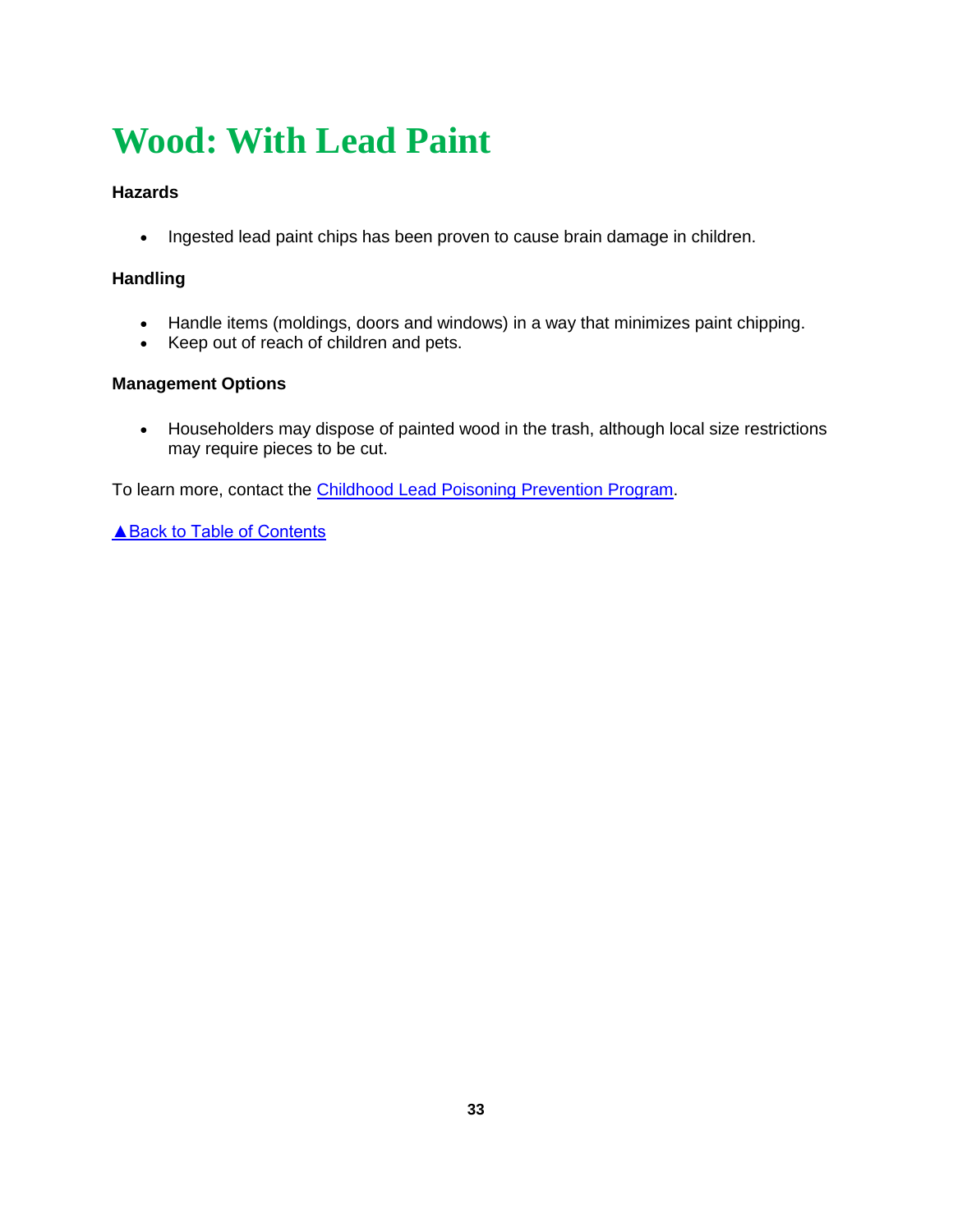# Wood: With Lead Paint

**Hazards**

- Ingested lead paint chips has been proven to cause brain damage in children.

**Handling**

- Handle items (moldings, doors and windows) in a way that minimizes paint chipping.
- Keep out of reach of children and pets.

**Management Options**

- Householders may dispose of painted wood in the trash, although local size restrictions may require pieces to be cut.

To learn more, contact the Childhood Lead Poisoning Prevention Program.

▲Back to Table of Contents